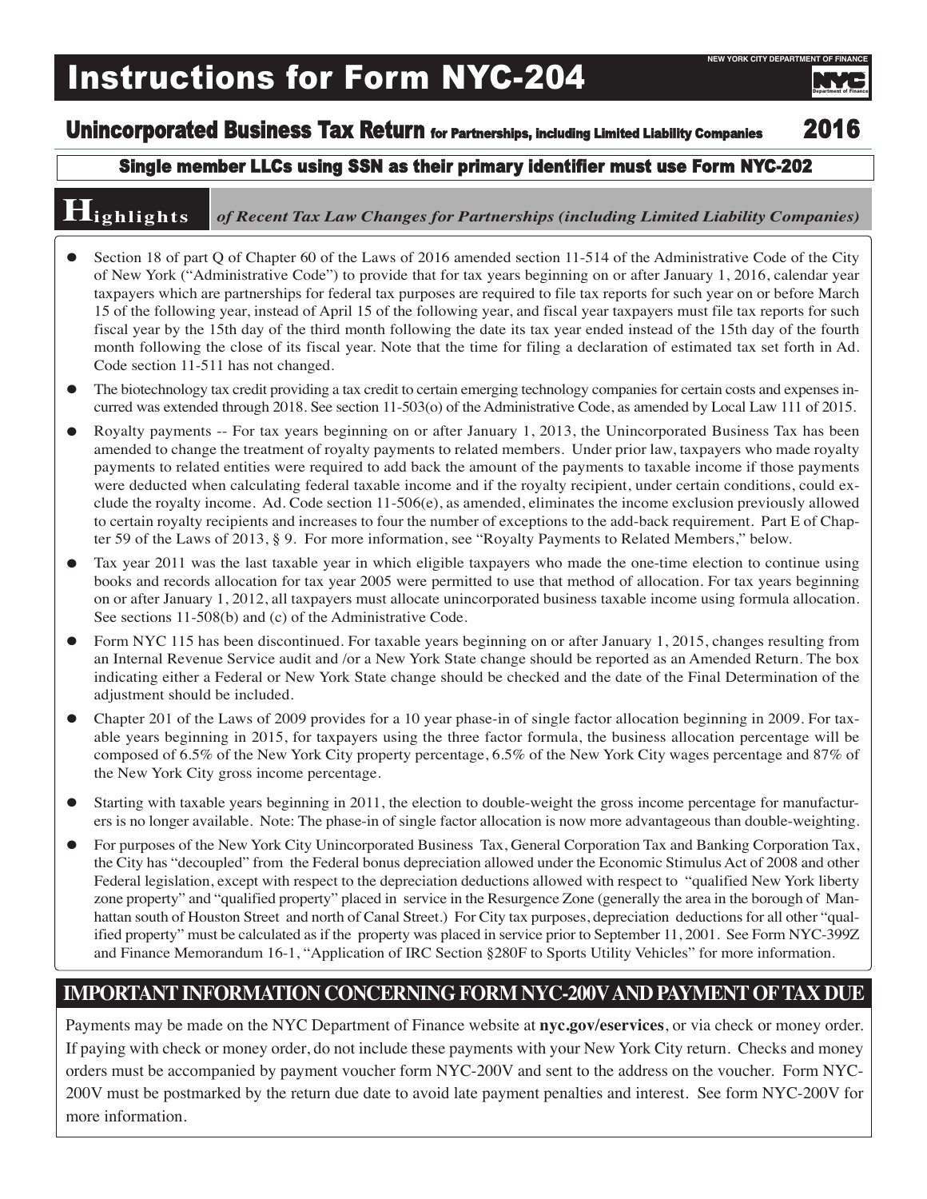# Instructions for Form NYC-204

NEW YORK CITY DEPARTMENT OF FINANCE

## Unincorporated Business Tax Return for Partnerships, including Limited Liability Companies 2016

**Single member LLCs using SSN as their primary identifier must use Form NYC-202**

## Highlights *of Recent Tax Law Changes for Partnerships (including Limited Liability Companies)*

- Section 18 of part Q of Chapter 60 of the Laws of 2016 amended section 11-514 of the Administrative Code of the City of New York ("Administrative Code") to provide that for tax years beginning on or after January 1, 2016, calendar year taxpayers which are partnerships for federal tax purposes are required to file tax reports for such year on or before March 15 of the following year, instead of April 15 of the following year, and fiscal year taxpayers must file tax reports for such fiscal year by the 15th day of the third month following the date its tax year ended instead of the 15th day of the fourth month following the close of its fiscal year. Note that the time for filing a declaration of estimated tax set forth in Ad. Code section 11-511 has not changed.
- The biotechnology tax credit providing a tax credit to certain emerging technology companies for certain costs and expenses incurred was extended through 2018. See section 11-503(o) of the Administrative Code, as amended by Local Law 111 of 2015.
- Royalty payments -- For tax years beginning on or after January 1, 2013, the Unincorporated Business Tax has been amended to change the treatment of royalty payments to related members. Under prior law, taxpayers who made royalty payments to related entities were required to add back the amount of the payments to taxable income if those payments were deducted when calculating federal taxable income and if the royalty recipient, under certain conditions, could exclude the royalty income. Ad. Code section 11-506(e), as amended, eliminates the income exclusion previously allowed to certain royalty recipients and increases to four the number of exceptions to the add-back requirement. Part E of Chapter 59 of the Laws of 2013, § 9. For more information, see "Royalty Payments to Related Members," below.
- Tax year 2011 was the last taxable year in which eligible taxpayers who made the one-time election to continue using books and records allocation for tax year 2005 were permitted to use that method of allocation. For tax years beginning on or after January 1, 2012, all taxpayers must allocate unincorporated business taxable income using formula allocation. See sections 11-508(b) and (c) of the Administrative Code.
- Form NYC 115 has been discontinued. For taxable years beginning on or after January 1, 2015, changes resulting from an Internal Revenue Service audit and /or a New York State change should be reported as an Amended Return. The box indicating either a Federal or New York State change should be checked and the date of the Final Determination of the adjustment should be included.
- Chapter 201 of the Laws of 2009 provides for a 10 year phase-in of single factor allocation beginning in 2009. For taxable years beginning in 2015, for taxpayers using the three factor formula, the business allocation percentage will be composed of 6.5% of the New York City property percentage, 6.5% of the New York City wages percentage and 87% of the New York City gross income percentage.
- Starting with taxable years beginning in 2011, the election to double-weight the gross income percentage for manufacturers is no longer available. Note: The phase-in of single factor allocation is now more advantageous than double-weighting.
- For purposes of the New York City Unincorporated Business Tax, General Corporation Tax and Banking Corporation Tax, the City has "decoupled" from the Federal bonus depreciation allowed under the Economic Stimulus Act of 2008 and other Federal legislation, except with respect to the depreciation deductions allowed with respect to "qualified New York liberty zone property" and "qualified property" placed in service in the Resurgence Zone (generally the area in the borough of Manhattan south of Houston Street and north of Canal Street.) For City tax purposes, depreciation deductions for all other "qualified property" must be calculated as if the property was placed in service prior to September 11, 2001. See Form NYC-399Z and Finance Memorandum 16-1, "Application of IRC Section §280F to Sports Utility Vehicles" for more information.

## IMPORTANT INFORMATION CONCERNING FORM NYC-200V AND PAYMENT OF TAX DUE

Payments may be made on the NYC Department of Finance website at **nyc.gov/eservices**, or via check or money order. If paying with check or money order, do not include these payments with your New York City return. Checks and money orders must be accompanied by payment voucher form NYC-200V and sent to the address on the voucher. Form NYC-200V must be postmarked by the return due date to avoid late payment penalties and interest. See form NYC-200V for more information.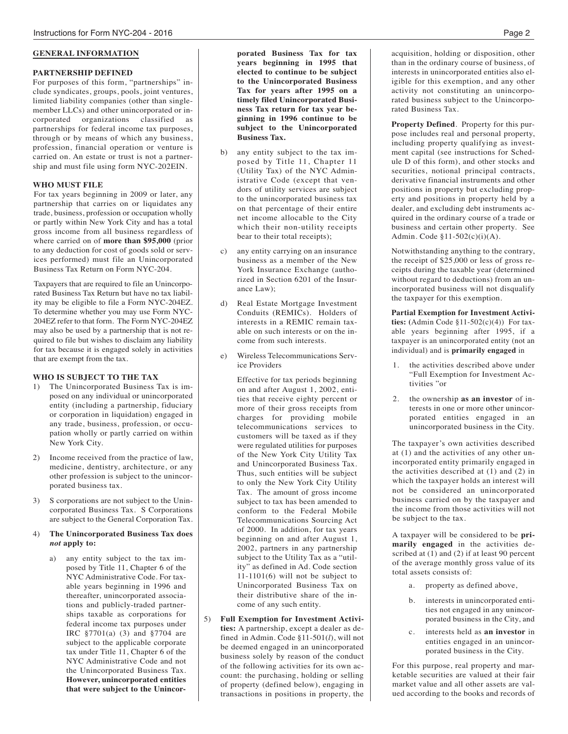## GENERAL INFORMATION

### PARTNERSHIP DEFINED

For purposes of this form, "partnerships" include syndicates, groups, pools, joint ventures, limited liability companies (other than single-member LLCs) and other unincorporated or incorporated organizations classified as partnerships for federal income tax purposes, through or by means of which any business, profession, financial operation or venture is carried on. An estate or trust is not a partnership and must file using form NYC-202EIN.

### WHO MUST FILE

For tax years beginning in 2009 or later, any partnership that carries on or liquidates any trade, business, profession or occupation wholly or partly within New York City and has a total gross income from all business regardless of where carried on of **more than $95,000** (prior to any deduction for cost of goods sold or services performed) must file an Unincorporated Business Tax Return on Form NYC-204.

Taxpayers that are required to file an Unincorporated Business Tax Return but have no tax liability may be eligible to file a Form NYC-204EZ. To determine whether you may use Form NYC-204EZ refer to that form. The Form NYC-204EZ may also be used by a partnership that is not required to file but wishes to disclaim any liability for tax because it is engaged solely in activities that are exempt from the tax.

### WHO IS SUBJECT TO THE TAX

1) The Unincorporated Business Tax is imposed on any individual or unincorporated entity (including a partnership, fiduciary or corporation in liquidation) engaged in any trade, business, profession, or occupation wholly or partly carried on within New York City.

2) Income received from the practice of law, medicine, dentistry, architecture, or any other profession is subject to the unincorporated business tax.

3) S corporations are not subject to the Unincorporated Business Tax. S Corporations are subject to the General Corporation Tax.

4) **The Unincorporated Business Tax does *not* apply to:**

   a) any entity subject to the tax imposed by Title 11, Chapter 6 of the NYC Administrative Code. For taxable years beginning in 1996 and thereafter, unincorporated associations and publicly-traded partnerships taxable as corporations for federal income tax purposes under IRC §7701(a) (3) and §7704 are subject to the applicable corporate tax under Title 11, Chapter 6 of the NYC Administrative Code and not the Unincorporated Business Tax. **However, unincorporated entities that were subject to the Unincorporated Business Tax for tax years beginning in 1995 that elected to continue to be subject to the Unincorporated Business Tax for years after 1995 on a timely filed Unincorporated Business Tax return for tax year beginning in 1996 continue to be subject to the Unincorporated Business Tax.**

   b) any entity subject to the tax imposed by Title 11, Chapter 11 (Utility Tax) of the NYC Administrative Code (except that vendors of utility services are subject to the unincorporated business tax on that percentage of their entire net income allocable to the City which their non-utility receipts bear to their total receipts);

   c) any entity carrying on an insurance business as a member of the New York Insurance Exchange (authorized in Section 6201 of the Insurance Law);

   d) Real Estate Mortgage Investment Conduits (REMICs). Holders of interests in a REMIC remain taxable on such interests or on the income from such interests.

   e) Wireless Telecommunications Service Providers

      Effective for tax periods beginning on and after August 1, 2002, entities that receive eighty percent or more of their gross receipts from charges for providing mobile telecommunications services to customers will be taxed as if they were regulated utilities for purposes of the New York City Utility Tax and Unincorporated Business Tax. Thus, such entities will be subject to only the New York City Utility Tax. The amount of gross income subject to tax has been amended to conform to the Federal Mobile Telecommunications Sourcing Act of 2000. In addition, for tax years beginning on and after August 1, 2002, partners in any partnership subject to the Utility Tax as a "utility" as defined in Ad. Code section 11-1101(6) will not be subject to Unincorporated Business Tax on their distributive share of the income of any such entity.

5) **Full Exemption for Investment Activities:** A partnership, except a dealer as defined in Admin. Code §11-501(*l*), will not be deemed engaged in an unincorporated business solely by reason of the conduct of the following activities for its own account: the purchasing, holding or selling of property (defined below), engaging in transactions in positions in property, the acquisition, holding or disposition, other than in the ordinary course of business, of interests in unincorporated entities also eligible for this exemption, and any other activity not constituting an unincorporated business subject to the Unincorporated Business Tax.

   **Property Defined**. Property for this purpose includes real and personal property, including property qualifying as investment capital (see instructions for Schedule D of this form), and other stocks and securities, notional principal contracts, derivative financial instruments and other positions in property but excluding property and positions in property held by a dealer, and excluding debt instruments acquired in the ordinary course of a trade or business and certain other property. See Admin. Code §11-502(c)(i)(A).

   Notwithstanding anything to the contrary, the receipt of $25,000 or less of gross receipts during the taxable year (determined without regard to deductions) from an unincorporated business will not disqualify the taxpayer for this exemption.

   **Partial Exemption for Investment Activities:** (Admin Code §11-502(c)(4)) For taxable years beginning after 1995, if a taxpayer is an unincorporated entity (not an individual) and is **primarily engaged** in

   1. the activities described above under "Full Exemption for Investment Activities "or

   2. the ownership **as an investor** of interests in one or more other unincorporated entities engaged in an unincorporated business in the City.

   The taxpayer's own activities described at (1) and the activities of any other unincorporated entity primarily engaged in the activities described at (1) and (2) in which the taxpayer holds an interest will not be considered an unincorporated business carried on by the taxpayer and the income from those activities will not be subject to the tax.

   A taxpayer will be considered to be **primarily engaged** in the activities described at (1) and (2) if at least 90 percent of the average monthly gross value of its total assets consists of:

   a. property as defined above,

   b. interests in unincorporated entities not engaged in any unincorporated business in the City, and

   c. interests held as **an investor** in entities engaged in an unincorporated business in the City.

   For this purpose, real property and marketable securities are valued at their fair market value and all other assets are valued according to the books and records of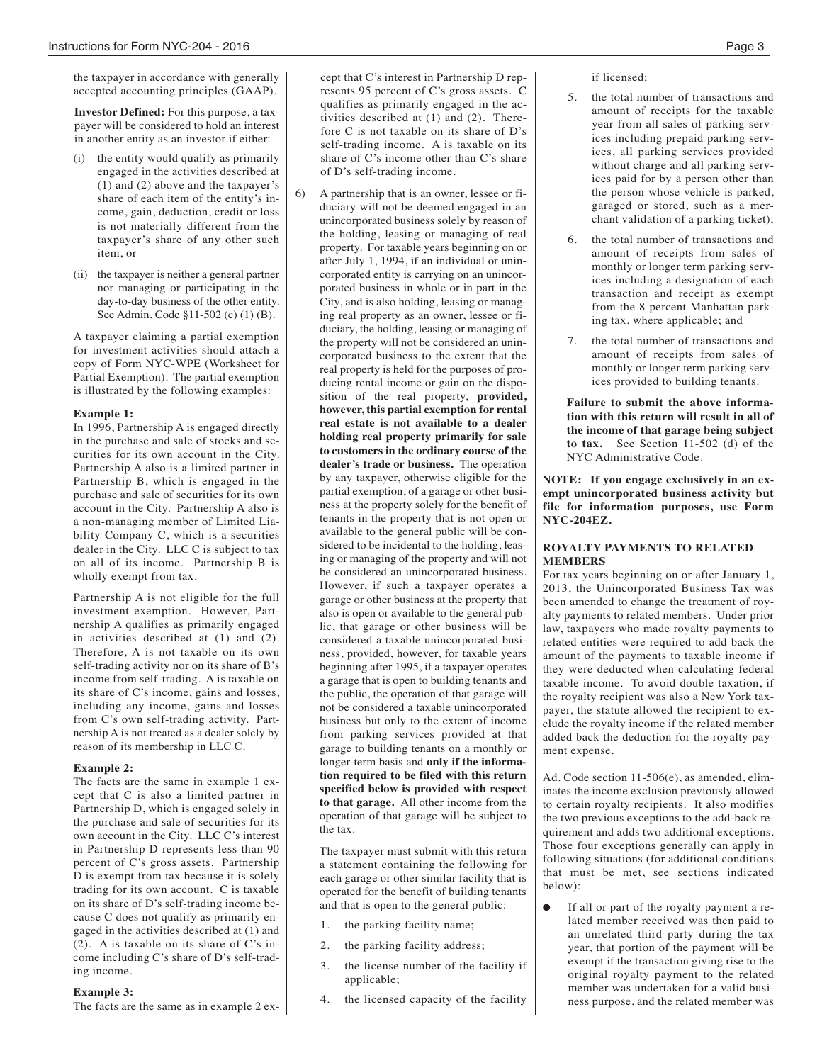the taxpayer in accordance with generally accepted accounting principles (GAAP).

**Investor Defined:** For this purpose, a taxpayer will be considered to hold an interest in another entity as an investor if either:

(i) the entity would qualify as primarily engaged in the activities described at (1) and (2) above and the taxpayer's share of each item of the entity's income, gain, deduction, credit or loss is not materially different from the taxpayer's share of any other such item, or

(ii) the taxpayer is neither a general partner nor managing or participating in the day-to-day business of the other entity. See Admin. Code §11-502 (c) (1) (B).

A taxpayer claiming a partial exemption for investment activities should attach a copy of Form NYC-WPE (Worksheet for Partial Exemption). The partial exemption is illustrated by the following examples:

**Example 1:**
In 1996, Partnership A is engaged directly in the purchase and sale of stocks and securities for its own account in the City. Partnership A also is a limited partner in Partnership B, which is engaged in the purchase and sale of securities for its own account in the City. Partnership A also is a non-managing member of Limited Liability Company C, which is a securities dealer in the City. LLC C is subject to tax on all of its income. Partnership B is wholly exempt from tax.

Partnership A is not eligible for the full investment exemption. However, Partnership A qualifies as primarily engaged in activities described at (1) and (2). Therefore, A is not taxable on its own self-trading activity nor on its share of B's income from self-trading. A is taxable on its share of C's income, gains and losses, including any income, gains and losses from C's own self-trading activity. Partnership A is not treated as a dealer solely by reason of its membership in LLC C.

**Example 2:**
The facts are the same in example 1 except that C is also a limited partner in Partnership D, which is engaged solely in the purchase and sale of securities for its own account in the City. LLC C's interest in Partnership D represents less than 90 percent of C's gross assets. Partnership D is exempt from tax because it is solely trading for its own account. C is taxable on its share of D's self-trading income because C does not qualify as primarily engaged in the activities described at (1) and (2). A is taxable on its share of C's income including C's share of D's self-trading income.

**Example 3:**
The facts are the same as in example 2 except that C's interest in Partnership D represents 95 percent of C's gross assets. C qualifies as primarily engaged in the activities described at (1) and (2). Therefore C is not taxable on its share of D's self-trading income. A is taxable on its share of C's income other than C's share of D's self-trading income.

6) A partnership that is an owner, lessee or fiduciary will not be deemed engaged in an unincorporated business solely by reason of the holding, leasing or managing of real property. For taxable years beginning on or after July 1, 1994, if an individual or unincorporated entity is carrying on an unincorporated business in whole or in part in the City, and is also holding, leasing or managing real property as an owner, lessee or fiduciary, the holding, leasing or managing of the property will not be considered an unincorporated business to the extent that the real property is held for the purposes of producing rental income or gain on the disposition of the real property, **provided, however, this partial exemption for rental real estate is not available to a dealer holding real property primarily for sale to customers in the ordinary course of the dealer's trade or business.** The operation by any taxpayer, otherwise eligible for the partial exemption, of a garage or other business at the property solely for the benefit of tenants in the property that is not open or available to the general public will be considered to be incidental to the holding, leasing or managing of the property and will not be considered an unincorporated business. However, if such a taxpayer operates a garage or other business at the property that also is open or available to the general public, that garage or other business will be considered a taxable unincorporated business, provided, however, for taxable years beginning after 1995, if a taxpayer operates a garage that is open to building tenants and the public, the operation of that garage will not be considered a taxable unincorporated business but only to the extent of income from parking services provided at that garage to building tenants on a monthly or longer-term basis and **only if the information required to be filed with this return specified below is provided with respect to that garage.** All other income from the operation of that garage will be subject to the tax.

The taxpayer must submit with this return a statement containing the following for each garage or other similar facility that is operated for the benefit of building tenants and that is open to the general public:

1. the parking facility name;
2. the parking facility address;
3. the license number of the facility if applicable;
4. the licensed capacity of the facility if licensed;
5. the total number of transactions and amount of receipts for the taxable year from all sales of parking services including prepaid parking services, all parking services provided without charge and all parking services paid for by a person other than the person whose vehicle is parked, garaged or stored, such as a merchant validation of a parking ticket);
6. the total number of transactions and amount of receipts from sales of monthly or longer term parking services including a designation of each transaction and receipt as exempt from the 8 percent Manhattan parking tax, where applicable; and
7. the total number of transactions and amount of receipts from sales of monthly or longer term parking services provided to building tenants.

**Failure to submit the above information with this return will result in all of the income of that garage being subject to tax.** See Section 11-502 (d) of the NYC Administrative Code.

**NOTE: If you engage exclusively in an exempt unincorporated business activity but file for information purposes, use Form NYC-204EZ.**

## ROYALTY PAYMENTS TO RELATED MEMBERS

For tax years beginning on or after January 1, 2013, the Unincorporated Business Tax was been amended to change the treatment of royalty payments to related members. Under prior law, taxpayers who made royalty payments to related entities were required to add back the amount of the payments to taxable income if they were deducted when calculating federal taxable income. To avoid double taxation, if the royalty recipient was also a New York taxpayer, the statute allowed the recipient to exclude the royalty income if the related member added back the deduction for the royalty payment expense.

Ad. Code section 11-506(e), as amended, eliminates the income exclusion previously allowed to certain royalty recipients. It also modifies the two previous exceptions to the add-back requirement and adds two additional exceptions. Those four exceptions generally can apply in following situations (for additional conditions that must be met, see sections indicated below):

- If all or part of the royalty payment a related member received was then paid to an unrelated third party during the tax year, that portion of the payment will be exempt if the transaction giving rise to the original royalty payment to the related member was undertaken for a valid business purpose, and the related member was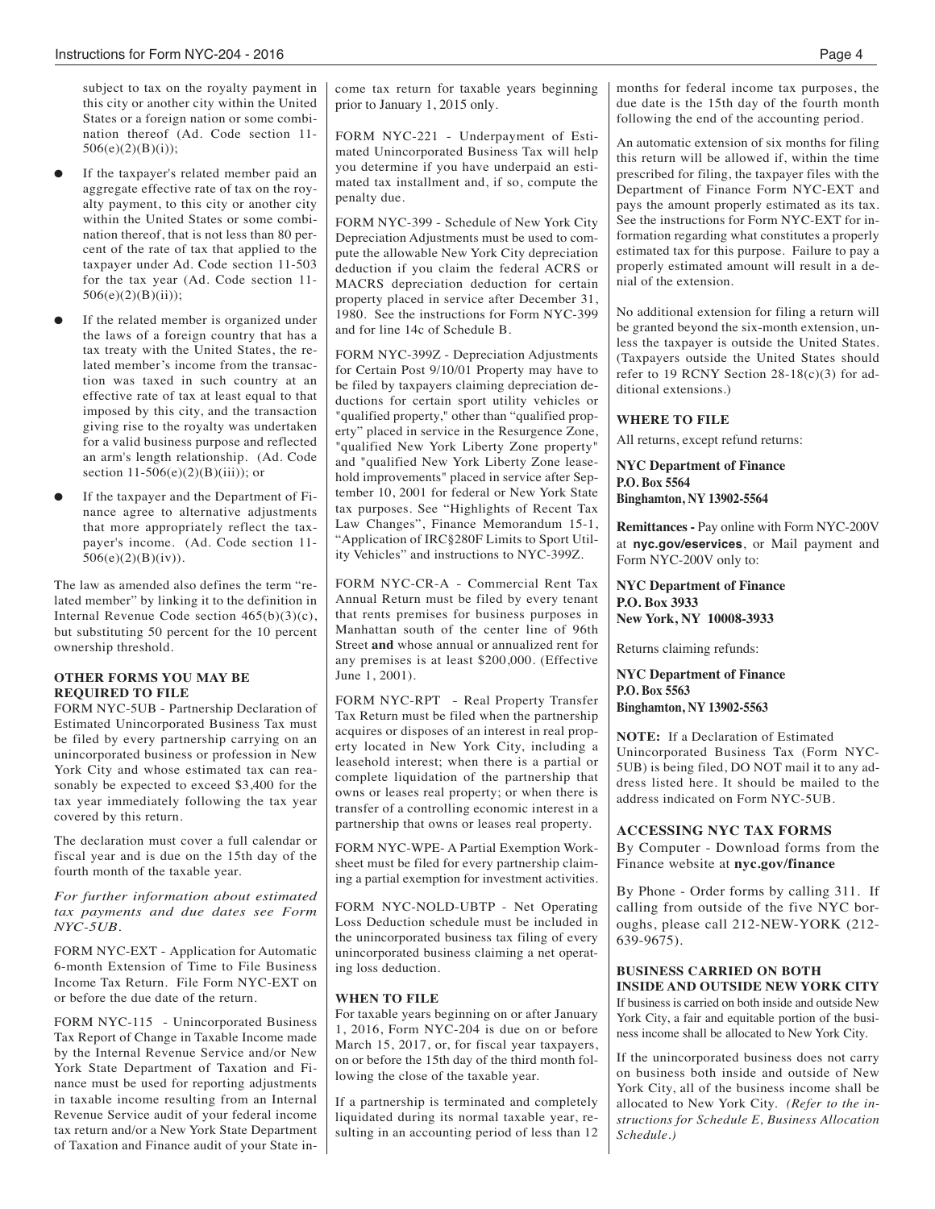subject to tax on the royalty payment in this city or another city within the United States or a foreign nation or some combination thereof (Ad. Code section 11-506(e)(2)(B)(i));

- If the taxpayer's related member paid an aggregate effective rate of tax on the royalty payment, to this city or another city within the United States or some combination thereof, that is not less than 80 percent of the rate of tax that applied to the taxpayer under Ad. Code section 11-503 for the tax year (Ad. Code section 11-506(e)(2)(B)(ii));
- If the related member is organized under the laws of a foreign country that has a tax treaty with the United States, the related member's income from the transaction was taxed in such country at an effective rate of tax at least equal to that imposed by this city, and the transaction giving rise to the royalty was undertaken for a valid business purpose and reflected an arm's length relationship. (Ad. Code section 11-506(e)(2)(B)(iii)); or
- If the taxpayer and the Department of Finance agree to alternative adjustments that more appropriately reflect the taxpayer's income. (Ad. Code section 11-506(e)(2)(B)(iv)).

The law as amended also defines the term "related member" by linking it to the definition in Internal Revenue Code section 465(b)(3)(c), but substituting 50 percent for the 10 percent ownership threshold.

### OTHER FORMS YOU MAY BE REQUIRED TO FILE

FORM NYC-5UB - Partnership Declaration of Estimated Unincorporated Business Tax must be filed by every partnership carrying on an unincorporated business or profession in New York City and whose estimated tax can reasonably be expected to exceed $3,400 for the tax year immediately following the tax year covered by this return.

The declaration must cover a full calendar or fiscal year and is due on the 15th day of the fourth month of the taxable year.

*For further information about estimated tax payments and due dates see Form NYC-5UB.*

FORM NYC-EXT - Application for Automatic 6-month Extension of Time to File Business Income Tax Return. File Form NYC-EXT on or before the due date of the return.

FORM NYC-115 - Unincorporated Business Tax Report of Change in Taxable Income made by the Internal Revenue Service and/or New York State Department of Taxation and Finance must be used for reporting adjustments in taxable income resulting from an Internal Revenue Service audit of your federal income tax return and/or a New York State Department of Taxation and Finance audit of your State income tax return for taxable years beginning prior to January 1, 2015 only.

FORM NYC-221 - Underpayment of Estimated Unincorporated Business Tax will help you determine if you have underpaid an estimated tax installment and, if so, compute the penalty due.

FORM NYC-399 - Schedule of New York City Depreciation Adjustments must be used to compute the allowable New York City depreciation deduction if you claim the federal ACRS or MACRS depreciation deduction for certain property placed in service after December 31, 1980. See the instructions for Form NYC-399 and for line 14c of Schedule B.

FORM NYC-399Z - Depreciation Adjustments for Certain Post 9/10/01 Property may have to be filed by taxpayers claiming depreciation deductions for certain sport utility vehicles or "qualified property," other than "qualified property" placed in service in the Resurgence Zone, "qualified New York Liberty Zone property" and "qualified New York Liberty Zone leasehold improvements" placed in service after September 10, 2001 for federal or New York State tax purposes. See "Highlights of Recent Tax Law Changes", Finance Memorandum 15-1, "Application of IRC§280F Limits to Sport Utility Vehicles" and instructions to NYC-399Z.

FORM NYC-CR-A - Commercial Rent Tax Annual Return must be filed by every tenant that rents premises for business purposes in Manhattan south of the center line of 96th Street **and** whose annual or annualized rent for any premises is at least $200,000. (Effective June 1, 2001).

FORM NYC-RPT - Real Property Transfer Tax Return must be filed when the partnership acquires or disposes of an interest in real property located in New York City, including a leasehold interest; when there is a partial or complete liquidation of the partnership that owns or leases real property; or when there is transfer of a controlling economic interest in a partnership that owns or leases real property.

FORM NYC-WPE- A Partial Exemption Worksheet must be filed for every partnership claiming a partial exemption for investment activities.

FORM NYC-NOLD-UBTP - Net Operating Loss Deduction schedule must be included in the unincorporated business tax filing of every unincorporated business claiming a net operating loss deduction.

### WHEN TO FILE

For taxable years beginning on or after January 1, 2016, Form NYC-204 is due on or before March 15, 2017, or, for fiscal year taxpayers, on or before the 15th day of the third month following the close of the taxable year.

If a partnership is terminated and completely liquidated during its normal taxable year, resulting in an accounting period of less than 12 months for federal income tax purposes, the due date is the 15th day of the fourth month following the end of the accounting period.

An automatic extension of six months for filing this return will be allowed if, within the time prescribed for filing, the taxpayer files with the Department of Finance Form NYC-EXT and pays the amount properly estimated as its tax. See the instructions for Form NYC-EXT for information regarding what constitutes a properly estimated tax for this purpose. Failure to pay a properly estimated amount will result in a denial of the extension.

No additional extension for filing a return will be granted beyond the six-month extension, unless the taxpayer is outside the United States. (Taxpayers outside the United States should refer to 19 RCNY Section 28-18(c)(3) for additional extensions.)

### WHERE TO FILE

All returns, except refund returns:

**NYC Department of Finance**
**P.O. Box 5564**
**Binghamton, NY 13902-5564**

**Remittances -** Pay online with Form NYC-200V at **nyc.gov/eservices**, or Mail payment and Form NYC-200V only to:

**NYC Department of Finance**
**P.O. Box 3933**
**New York, NY 10008-3933**

Returns claiming refunds:

**NYC Department of Finance**
**P.O. Box 5563**
**Binghamton, NY 13902-5563**

**NOTE:** If a Declaration of Estimated Unincorporated Business Tax (Form NYC-5UB) is being filed, DO NOT mail it to any address listed here. It should be mailed to the address indicated on Form NYC-5UB.

### ACCESSING NYC TAX FORMS

By Computer - Download forms from the Finance website at **nyc.gov/finance**

By Phone - Order forms by calling 311. If calling from outside of the five NYC boroughs, please call 212-NEW-YORK (212-639-9675).

### BUSINESS CARRIED ON BOTH INSIDE AND OUTSIDE NEW YORK CITY

If business is carried on both inside and outside New York City, a fair and equitable portion of the business income shall be allocated to New York City.

If the unincorporated business does not carry on business both inside and outside of New York City, all of the business income shall be allocated to New York City. *(Refer to the instructions for Schedule E, Business Allocation Schedule.)*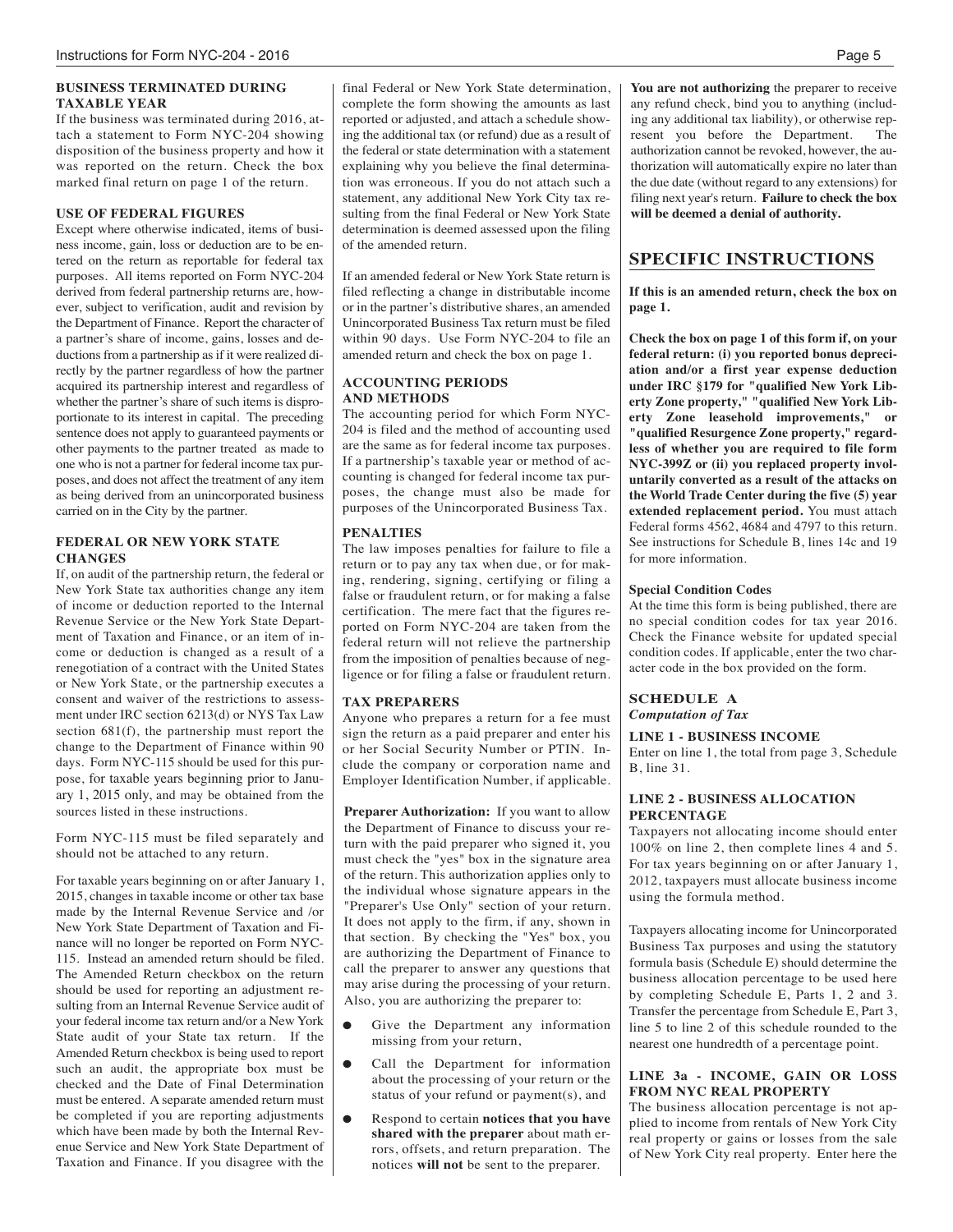### BUSINESS TERMINATED DURING TAXABLE YEAR

If the business was terminated during 2016, attach a statement to Form NYC-204 showing disposition of the business property and how it was reported on the return. Check the box marked final return on page 1 of the return.

### USE OF FEDERAL FIGURES

Except where otherwise indicated, items of business income, gain, loss or deduction are to be entered on the return as reportable for federal tax purposes. All items reported on Form NYC-204 derived from federal partnership returns are, however, subject to verification, audit and revision by the Department of Finance. Report the character of a partner's share of income, gains, losses and deductions from a partnership as if it were realized directly by the partner regardless of how the partner acquired its partnership interest and regardless of whether the partner's share of such items is disproportionate to its interest in capital. The preceding sentence does not apply to guaranteed payments or other payments to the partner treated as made to one who is not a partner for federal income tax purposes, and does not affect the treatment of any item as being derived from an unincorporated business carried on in the City by the partner.

### FEDERAL OR NEW YORK STATE CHANGES

If, on audit of the partnership return, the federal or New York State tax authorities change any item of income or deduction reported to the Internal Revenue Service or the New York State Department of Taxation and Finance, or an item of income or deduction is changed as a result of a renegotiation of a contract with the United States or New York State, or the partnership executes a consent and waiver of the restrictions to assessment under IRC section 6213(d) or NYS Tax Law section 681(f), the partnership must report the change to the Department of Finance within 90 days. Form NYC-115 should be used for this purpose, for taxable years beginning prior to January 1, 2015 only, and may be obtained from the sources listed in these instructions.

Form NYC-115 must be filed separately and should not be attached to any return.

For taxable years beginning on or after January 1, 2015, changes in taxable income or other tax base made by the Internal Revenue Service and /or New York State Department of Taxation and Finance will no longer be reported on Form NYC-115. Instead an amended return should be filed. The Amended Return checkbox on the return should be used for reporting an adjustment resulting from an Internal Revenue Service audit of your federal income tax return and/or a New York State audit of your State tax return. If the Amended Return checkbox is being used to report such an audit, the appropriate box must be checked and the Date of Final Determination must be entered. A separate amended return must be completed if you are reporting adjustments which have been made by both the Internal Revenue Service and New York State Department of Taxation and Finance. If you disagree with the final Federal or New York State determination, complete the form showing the amounts as last reported or adjusted, and attach a schedule showing the additional tax (or refund) due as a result of the federal or state determination with a statement explaining why you believe the final determination was erroneous. If you do not attach such a statement, any additional New York City tax resulting from the final Federal or New York State determination is deemed assessed upon the filing of the amended return.

If an amended federal or New York State return is filed reflecting a change in distributable income or in the partner's distributive shares, an amended Unincorporated Business Tax return must be filed within 90 days. Use Form NYC-204 to file an amended return and check the box on page 1.

### ACCOUNTING PERIODS AND METHODS

The accounting period for which Form NYC-204 is filed and the method of accounting used are the same as for federal income tax purposes. If a partnership's taxable year or method of accounting is changed for federal income tax purposes, the change must also be made for purposes of the Unincorporated Business Tax.

### PENALTIES

The law imposes penalties for failure to file a return or to pay any tax when due, or for making, rendering, signing, certifying or filing a false or fraudulent return, or for making a false certification. The mere fact that the figures reported on Form NYC-204 are taken from the federal return will not relieve the partnership from the imposition of penalties because of negligence or for filing a false or fraudulent return.

### TAX PREPARERS

Anyone who prepares a return for a fee must sign the return as a paid preparer and enter his or her Social Security Number or PTIN. Include the company or corporation name and Employer Identification Number, if applicable.

**Preparer Authorization:** If you want to allow the Department of Finance to discuss your return with the paid preparer who signed it, you must check the "yes" box in the signature area of the return. This authorization applies only to the individual whose signature appears in the "Preparer's Use Only" section of your return. It does not apply to the firm, if any, shown in that section. By checking the "Yes" box, you are authorizing the Department of Finance to call the preparer to answer any questions that may arise during the processing of your return. Also, you are authorizing the preparer to:

- Give the Department any information missing from your return,
- Call the Department for information about the processing of your return or the status of your refund or payment(s), and
- Respond to certain **notices that you have shared with the preparer** about math errors, offsets, and return preparation. The notices **will not** be sent to the preparer.

**You are not authorizing** the preparer to receive any refund check, bind you to anything (including any additional tax liability), or otherwise represent you before the Department. The authorization cannot be revoked, however, the authorization will automatically expire no later than the due date (without regard to any extensions) for filing next year's return. **Failure to check the box will be deemed a denial of authority.**

## SPECIFIC INSTRUCTIONS

**If this is an amended return, check the box on page 1.**

**Check the box on page 1 of this form if, on your federal return: (i) you reported bonus depreciation and/or a first year expense deduction under IRC §179 for "qualified New York Liberty Zone property," "qualified New York Liberty Zone leasehold improvements," or "qualified Resurgence Zone property," regardless of whether you are required to file form NYC-399Z or (ii) you replaced property involuntarily converted as a result of the attacks on the World Trade Center during the five (5) year extended replacement period.** You must attach Federal forms 4562, 4684 and 4797 to this return. See instructions for Schedule B, lines 14c and 19 for more information.

#### Special Condition Codes

At the time this form is being published, there are no special condition codes for tax year 2016. Check the Finance website for updated special condition codes. If applicable, enter the two character code in the box provided on the form.

### SCHEDULE A
*Computation of Tax*

#### LINE 1 - BUSINESS INCOME

Enter on line 1, the total from page 3, Schedule B, line 31.

#### LINE 2 - BUSINESS ALLOCATION PERCENTAGE

Taxpayers not allocating income should enter 100% on line 2, then complete lines 4 and 5. For tax years beginning on or after January 1, 2012, taxpayers must allocate business income using the formula method.

Taxpayers allocating income for Unincorporated Business Tax purposes and using the statutory formula basis (Schedule E) should determine the business allocation percentage to be used here by completing Schedule E, Parts 1, 2 and 3. Transfer the percentage from Schedule E, Part 3, line 5 to line 2 of this schedule rounded to the nearest one hundredth of a percentage point.

#### LINE 3a - INCOME, GAIN OR LOSS FROM NYC REAL PROPERTY

The business allocation percentage is not applied to income from rentals of New York City real property or gains or losses from the sale of New York City real property. Enter here the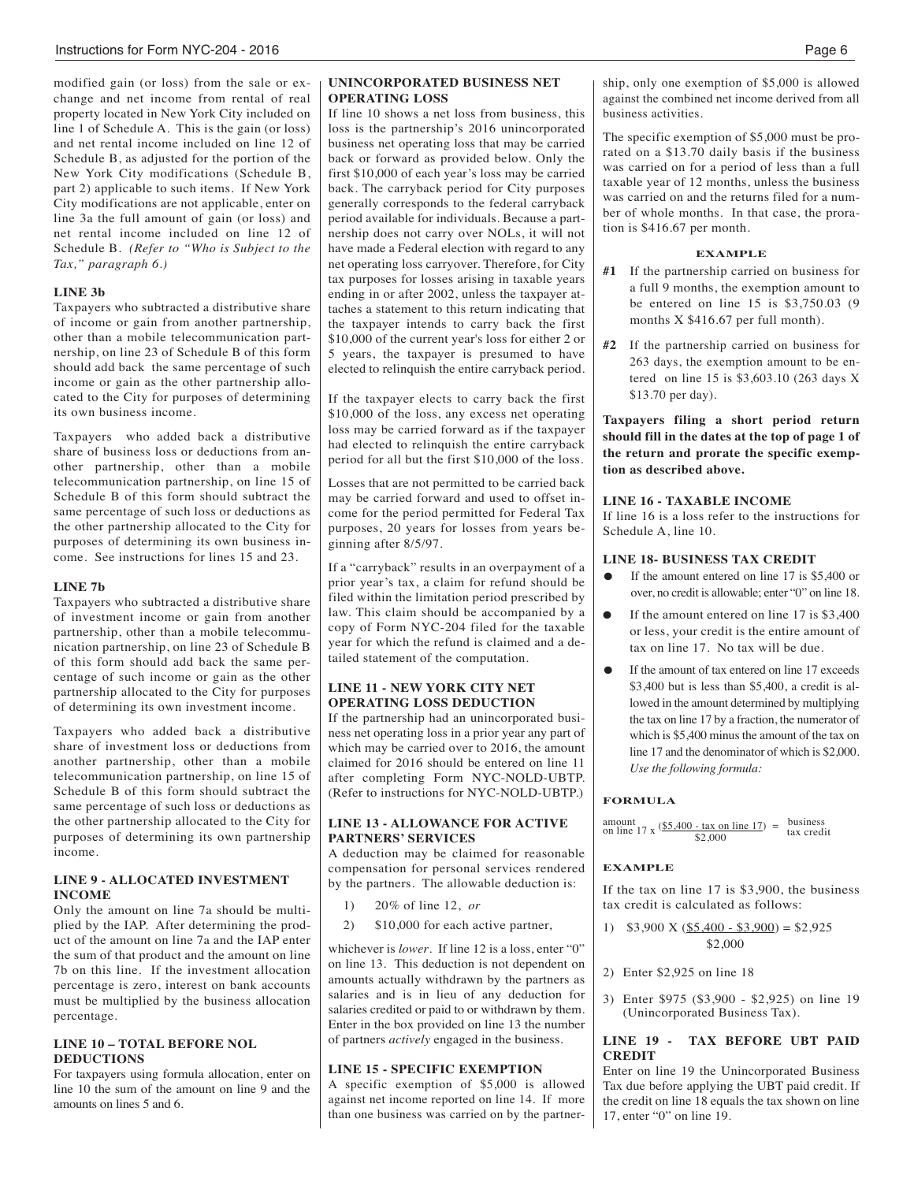modified gain (or loss) from the sale or exchange and net income from rental of real property located in New York City included on line 1 of Schedule A. This is the gain (or loss) and net rental income included on line 12 of Schedule B, as adjusted for the portion of the New York City modifications (Schedule B, part 2) applicable to such items. If New York City modifications are not applicable, enter on line 3a the full amount of gain (or loss) and net rental income included on line 12 of Schedule B. *(Refer to "Who is Subject to the Tax," paragraph 6.)*

### LINE 3b

Taxpayers who subtracted a distributive share of income or gain from another partnership, other than a mobile telecommunication partnership, on line 23 of Schedule B of this form should add back the same percentage of such income or gain as the other partnership allocated to the City for purposes of determining its own business income.

Taxpayers who added back a distributive share of business loss or deductions from another partnership, other than a mobile telecommunication partnership, on line 15 of Schedule B of this form should subtract the same percentage of such loss or deductions as the other partnership allocated to the City for purposes of determining its own business income. See instructions for lines 15 and 23.

### LINE 7b

Taxpayers who subtracted a distributive share of investment income or gain from another partnership, other than a mobile telecommunication partnership, on line 23 of Schedule B of this form should add back the same percentage of such income or gain as the other partnership allocated to the City for purposes of determining its own investment income.

Taxpayers who added back a distributive share of investment loss or deductions from another partnership, other than a mobile telecommunication partnership, on line 15 of Schedule B of this form should subtract the same percentage of such loss or deductions as the other partnership allocated to the City for purposes of determining its own partnership income.

### LINE 9 - ALLOCATED INVESTMENT INCOME

Only the amount on line 7a should be multiplied by the IAP. After determining the product of the amount on line 7a and the IAP enter the sum of that product and the amount on line 7b on this line. If the investment allocation percentage is zero, interest on bank accounts must be multiplied by the business allocation percentage.

### LINE 10 – TOTAL BEFORE NOL DEDUCTIONS

For taxpayers using formula allocation, enter on line 10 the sum of the amount on line 9 and the amounts on lines 5 and 6.

### UNINCORPORATED BUSINESS NET OPERATING LOSS

If line 10 shows a net loss from business, this loss is the partnership's 2016 unincorporated business net operating loss that may be carried back or forward as provided below. Only the first $10,000 of each year's loss may be carried back. The carryback period for City purposes generally corresponds to the federal carryback period available for individuals. Because a partnership does not carry over NOLs, it will not have made a Federal election with regard to any net operating loss carryover. Therefore, for City tax purposes for losses arising in taxable years ending in or after 2002, unless the taxpayer attaches a statement to this return indicating that the taxpayer intends to carry back the first $10,000 of the current year's loss for either 2 or 5 years, the taxpayer is presumed to have elected to relinquish the entire carryback period.

If the taxpayer elects to carry back the first $10,000 of the loss, any excess net operating loss may be carried forward as if the taxpayer had elected to relinquish the entire carryback period for all but the first $10,000 of the loss.

Losses that are not permitted to be carried back may be carried forward and used to offset income for the period permitted for Federal Tax purposes, 20 years for losses from years beginning after 8/5/97.

If a "carryback" results in an overpayment of a prior year's tax, a claim for refund should be filed within the limitation period prescribed by law. This claim should be accompanied by a copy of Form NYC-204 filed for the taxable year for which the refund is claimed and a detailed statement of the computation.

### LINE 11 - NEW YORK CITY NET OPERATING LOSS DEDUCTION

If the partnership had an unincorporated business net operating loss in a prior year any part of which may be carried over to 2016, the amount claimed for 2016 should be entered on line 11 after completing Form NYC-NOLD-UBTP. (Refer to instructions for NYC-NOLD-UBTP.)

### LINE 13 - ALLOWANCE FOR ACTIVE PARTNERS' SERVICES

A deduction may be claimed for reasonable compensation for personal services rendered by the partners. The allowable deduction is:

1) 20% of line 12, *or*
2) $10,000 for each active partner,

whichever is *lower*. If line 12 is a loss, enter "0" on line 13. This deduction is not dependent on amounts actually withdrawn by the partners as salaries and is in lieu of any deduction for salaries credited or paid to or withdrawn by them. Enter in the box provided on line 13 the number of partners *actively* engaged in the business.

### LINE 15 - SPECIFIC EXEMPTION

A specific exemption of $5,000 is allowed against net income reported on line 14. If more than one business was carried on by the partnership, only one exemption of $5,000 is allowed against the combined net income derived from all business activities.

The specific exemption of $5,000 must be prorated on a $13.70 daily basis if the business was carried on for a period of less than a full taxable year of 12 months, unless the business was carried on and the returns filed for a number of whole months. In that case, the proration is $416.67 per month.

**EXAMPLE**

**#1** If the partnership carried on business for a full 9 months, the exemption amount to be entered on line 15 is $3,750.03 (9 months X $416.67 per full month).

**#2** If the partnership carried on business for 263 days, the exemption amount to be entered on line 15 is $3,603.10 (263 days X $13.70 per day).

**Taxpayers filing a short period return should fill in the dates at the top of page 1 of the return and prorate the specific exemption as described above.**

### LINE 16 - TAXABLE INCOME

If line 16 is a loss refer to the instructions for Schedule A, line 10.

### LINE 18- BUSINESS TAX CREDIT

- If the amount entered on line 17 is $5,400 or over, no credit is allowable; enter "0" on line 18.
- If the amount entered on line 17 is $3,400 or less, your credit is the entire amount of tax on line 17. No tax will be due.
- If the amount of tax entered on line 17 exceeds $3,400 but is less than $5,400, a credit is allowed in the amount determined by multiplying the tax on line 17 by a fraction, the numerator of which is $5,400 minus the amount of the tax on line 17 and the denominator of which is $2,000. *Use the following formula:*

**FORMULA**

$$\text{amount on line 17} \times \frac{\$5{,}400 - \text{tax on line 17}}{\$2{,}000} = \text{business tax credit}$$

**EXAMPLE**

If the tax on line 17 is $3,900, the business tax credit is calculated as follows:

1) $\$3{,}900 \times \frac{\$5{,}400 - \$3{,}900}{\$2{,}000} = \$2{,}925$
2) Enter $2,925 on line 18
3) Enter $975 ($3,900 - $2,925) on line 19 (Unincorporated Business Tax).

### LINE 19 - TAX BEFORE UBT PAID CREDIT

Enter on line 19 the Unincorporated Business Tax due before applying the UBT paid credit. If the credit on line 18 equals the tax shown on line 17, enter "0" on line 19.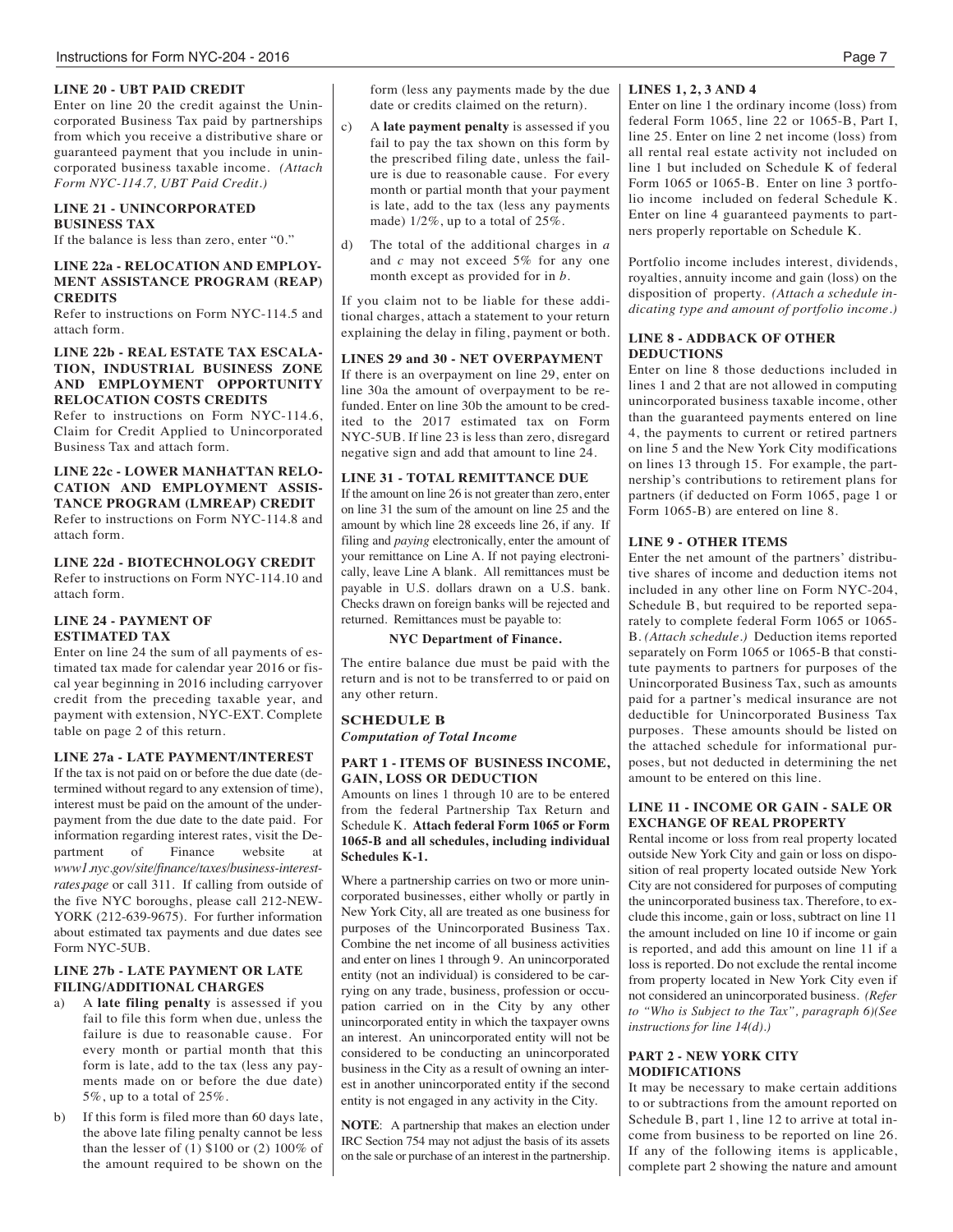### LINE 20 - UBT PAID CREDIT

Enter on line 20 the credit against the Unincorporated Business Tax paid by partnerships from which you receive a distributive share or guaranteed payment that you include in unincorporated business taxable income. *(Attach Form NYC-114.7, UBT Paid Credit.)*

### LINE 21 - UNINCORPORATED BUSINESS TAX

If the balance is less than zero, enter "0."

### LINE 22a - RELOCATION AND EMPLOYMENT ASSISTANCE PROGRAM (REAP) CREDITS

Refer to instructions on Form NYC-114.5 and attach form.

### LINE 22b - REAL ESTATE TAX ESCALATION, INDUSTRIAL BUSINESS ZONE AND EMPLOYMENT OPPORTUNITY RELOCATION COSTS CREDITS

Refer to instructions on Form NYC-114.6, Claim for Credit Applied to Unincorporated Business Tax and attach form.

### LINE 22c - LOWER MANHATTAN RELOCATION AND EMPLOYMENT ASSISTANCE PROGRAM (LMREAP) CREDIT

Refer to instructions on Form NYC-114.8 and attach form.

### LINE 22d - BIOTECHNOLOGY CREDIT

Refer to instructions on Form NYC-114.10 and attach form.

### LINE 24 - PAYMENT OF ESTIMATED TAX

Enter on line 24 the sum of all payments of estimated tax made for calendar year 2016 or fiscal year beginning in 2016 including carryover credit from the preceding taxable year, and payment with extension, NYC-EXT. Complete table on page 2 of this return.

### LINE 27a - LATE PAYMENT/INTEREST

If the tax is not paid on or before the due date (determined without regard to any extension of time), interest must be paid on the amount of the underpayment from the due date to the date paid. For information regarding interest rates, visit the Department of Finance website at *www1.nyc.gov/site/finance/taxes/business-interest-rates.page* or call 311. If calling from outside of the five NYC boroughs, please call 212-NEW-YORK (212-639-9675). For further information about estimated tax payments and due dates see Form NYC-5UB.

### LINE 27b - LATE PAYMENT OR LATE FILING/ADDITIONAL CHARGES

a) A **late filing penalty** is assessed if you fail to file this form when due, unless the failure is due to reasonable cause. For every month or partial month that this form is late, add to the tax (less any payments made on or before the due date) 5%, up to a total of 25%.

b) If this form is filed more than 60 days late, the above late filing penalty cannot be less than the lesser of (1) $100 or (2) 100% of the amount required to be shown on the form (less any payments made by the due date or credits claimed on the return).

c) A **late payment penalty** is assessed if you fail to pay the tax shown on this form by the prescribed filing date, unless the failure is due to reasonable cause. For every month or partial month that your payment is late, add to the tax (less any payments made) 1/2%, up to a total of 25%.

d) The total of the additional charges in *a* and *c* may not exceed 5% for any one month except as provided for in *b*.

If you claim not to be liable for these additional charges, attach a statement to your return explaining the delay in filing, payment or both.

### LINES 29 and 30 - NET OVERPAYMENT

If there is an overpayment on line 29, enter on line 30a the amount of overpayment to be refunded. Enter on line 30b the amount to be credited to the 2017 estimated tax on Form NYC-5UB. If line 23 is less than zero, disregard negative sign and add that amount to line 24.

### LINE 31 - TOTAL REMITTANCE DUE

If the amount on line 26 is not greater than zero, enter on line 31 the sum of the amount on line 25 and the amount by which line 28 exceeds line 26, if any. If filing and *paying* electronically, enter the amount of your remittance on Line A. If not paying electronically, leave Line A blank. All remittances must be payable in U.S. dollars drawn on a U.S. bank. Checks drawn on foreign banks will be rejected and returned. Remittances must be payable to:

**NYC Department of Finance.**

The entire balance due must be paid with the return and is not to be transferred to or paid on any other return.

## SCHEDULE B

***Computation of Total Income***

### PART 1 - ITEMS OF BUSINESS INCOME, GAIN, LOSS OR DEDUCTION

Amounts on lines 1 through 10 are to be entered from the federal Partnership Tax Return and Schedule K. **Attach federal Form 1065 or Form 1065-B and all schedules, including individual Schedules K-1.**

Where a partnership carries on two or more unincorporated businesses, either wholly or partly in New York City, all are treated as one business for purposes of the Unincorporated Business Tax. Combine the net income of all business activities and enter on lines 1 through 9. An unincorporated entity (not an individual) is considered to be carrying on any trade, business, profession or occupation carried on in the City by any other unincorporated entity in which the taxpayer owns an interest. An unincorporated entity will not be considered to be conducting an unincorporated business in the City as a result of owning an interest in another unincorporated entity if the second entity is not engaged in any activity in the City.

**NOTE**: A partnership that makes an election under IRC Section 754 may not adjust the basis of its assets on the sale or purchase of an interest in the partnership.

### LINES 1, 2, 3 AND 4

Enter on line 1 the ordinary income (loss) from federal Form 1065, line 22 or 1065-B, Part I, line 25. Enter on line 2 net income (loss) from all rental real estate activity not included on line 1 but included on Schedule K of federal Form 1065 or 1065-B. Enter on line 3 portfolio income included on federal Schedule K. Enter on line 4 guaranteed payments to partners properly reportable on Schedule K.

Portfolio income includes interest, dividends, royalties, annuity income and gain (loss) on the disposition of property. *(Attach a schedule indicating type and amount of portfolio income.)*

### LINE 8 - ADDBACK OF OTHER DEDUCTIONS

Enter on line 8 those deductions included in lines 1 and 2 that are not allowed in computing unincorporated business taxable income, other than the guaranteed payments entered on line 4, the payments to current or retired partners on line 5 and the New York City modifications on lines 13 through 15. For example, the partnership's contributions to retirement plans for partners (if deducted on Form 1065, page 1 or Form 1065-B) are entered on line 8.

### LINE 9 - OTHER ITEMS

Enter the net amount of the partners' distributive shares of income and deduction items not included in any other line on Form NYC-204, Schedule B, but required to be reported separately to complete federal Form 1065 or 1065-B. *(Attach schedule.)* Deduction items reported separately on Form 1065 or 1065-B that constitute payments to partners for purposes of the Unincorporated Business Tax, such as amounts paid for a partner's medical insurance are not deductible for Unincorporated Business Tax purposes. These amounts should be listed on the attached schedule for informational purposes, but not deducted in determining the net amount to be entered on this line.

### LINE 11 - INCOME OR GAIN - SALE OR EXCHANGE OF REAL PROPERTY

Rental income or loss from real property located outside New York City and gain or loss on disposition of real property located outside New York City are not considered for purposes of computing the unincorporated business tax. Therefore, to exclude this income, gain or loss, subtract on line 11 the amount included on line 10 if income or gain is reported, and add this amount on line 11 if a loss is reported. Do not exclude the rental income from property located in New York City even if not considered an unincorporated business. *(Refer to "Who is Subject to the Tax", paragraph 6)(See instructions for line 14(d).)*

### PART 2 - NEW YORK CITY MODIFICATIONS

It may be necessary to make certain additions to or subtractions from the amount reported on Schedule B, part 1, line 12 to arrive at total income from business to be reported on line 26. If any of the following items is applicable, complete part 2 showing the nature and amount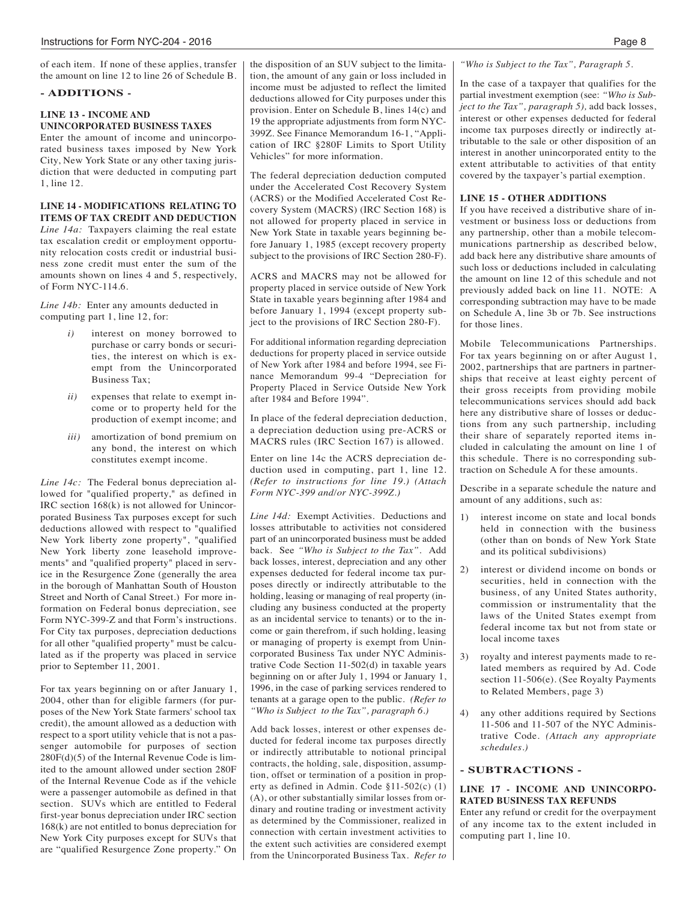of each item. If none of these applies, transfer the amount on line 12 to line 26 of Schedule B.

## - ADDITIONS -

### LINE 13 - INCOME AND UNINCORPORATED BUSINESS TAXES

Enter the amount of income and unincorporated business taxes imposed by New York City, New York State or any other taxing jurisdiction that were deducted in computing part 1, line 12.

### LINE 14 - MODIFICATIONS RELATING TO ITEMS OF TAX CREDIT AND DEDUCTION

*Line 14a:* Taxpayers claiming the real estate tax escalation credit or employment opportunity relocation costs credit or industrial business zone credit must enter the sum of the amounts shown on lines 4 and 5, respectively, of Form NYC-114.6.

*Line 14b:* Enter any amounts deducted in computing part 1, line 12, for:

- *i)* interest on money borrowed to purchase or carry bonds or securities, the interest on which is exempt from the Unincorporated Business Tax;
- *ii)* expenses that relate to exempt income or to property held for the production of exempt income; and
- *iii)* amortization of bond premium on any bond, the interest on which constitutes exempt income.

*Line 14c:* The Federal bonus depreciation allowed for "qualified property," as defined in IRC section 168(k) is not allowed for Unincorporated Business Tax purposes except for such deductions allowed with respect to "qualified New York liberty zone property", "qualified New York liberty zone leasehold improvements" and "qualified property" placed in service in the Resurgence Zone (generally the area in the borough of Manhattan South of Houston Street and North of Canal Street.) For more information on Federal bonus depreciation, see Form NYC-399-Z and that Form's instructions. For City tax purposes, depreciation deductions for all other "qualified property" must be calculated as if the property was placed in service prior to September 11, 2001.

For tax years beginning on or after January 1, 2004, other than for eligible farmers (for purposes of the New York State farmers' school tax credit), the amount allowed as a deduction with respect to a sport utility vehicle that is not a passenger automobile for purposes of section 280F(d)(5) of the Internal Revenue Code is limited to the amount allowed under section 280F of the Internal Revenue Code as if the vehicle were a passenger automobile as defined in that section. SUVs which are entitled to Federal first-year bonus depreciation under IRC section 168(k) are not entitled to bonus depreciation for New York City purposes except for SUVs that are "qualified Resurgence Zone property." On the disposition of an SUV subject to the limitation, the amount of any gain or loss included in income must be adjusted to reflect the limited deductions allowed for City purposes under this provision. Enter on Schedule B, lines 14(c) and 19 the appropriate adjustments from form NYC-399Z. See Finance Memorandum 16-1, "Application of IRC §280F Limits to Sport Utility Vehicles" for more information.

The federal depreciation deduction computed under the Accelerated Cost Recovery System (ACRS) or the Modified Accelerated Cost Recovery System (MACRS) (IRC Section 168) is not allowed for property placed in service in New York State in taxable years beginning before January 1, 1985 (except recovery property subject to the provisions of IRC Section 280-F).

ACRS and MACRS may not be allowed for property placed in service outside of New York State in taxable years beginning after 1984 and before January 1, 1994 (except property subject to the provisions of IRC Section 280-F).

For additional information regarding depreciation deductions for property placed in service outside of New York after 1984 and before 1994, see Finance Memorandum 99-4 "Depreciation for Property Placed in Service Outside New York after 1984 and Before 1994".

In place of the federal depreciation deduction, a depreciation deduction using pre-ACRS or MACRS rules (IRC Section 167) is allowed.

Enter on line 14c the ACRS depreciation deduction used in computing, part 1, line 12. *(Refer to instructions for line 19.) (Attach Form NYC-399 and/or NYC-399Z.)*

*Line 14d:* Exempt Activities. Deductions and losses attributable to activities not considered part of an unincorporated business must be added back. See *"Who is Subject to the Tax"*. Add back losses, interest, depreciation and any other expenses deducted for federal income tax purposes directly or indirectly attributable to the holding, leasing or managing of real property (including any business conducted at the property as an incidental service to tenants) or to the income or gain therefrom, if such holding, leasing or managing of property is exempt from Unincorporated Business Tax under NYC Administrative Code Section 11-502(d) in taxable years beginning on or after July 1, 1994 or January 1, 1996, in the case of parking services rendered to tenants at a garage open to the public. *(Refer to "Who is Subject to the Tax", paragraph 6.)*

Add back losses, interest or other expenses deducted for federal income tax purposes directly or indirectly attributable to notional principal contracts, the holding, sale, disposition, assumption, offset or termination of a position in property as defined in Admin. Code §11-502(c) (1)(A), or other substantially similar losses from ordinary and routine trading or investment activity as determined by the Commissioner, realized in connection with certain investment activities to the extent such activities are considered exempt from the Unincorporated Business Tax. *Refer to "Who is Subject to the Tax", Paragraph 5.*

In the case of a taxpayer that qualifies for the partial investment exemption (see: *"Who is Subject to the Tax", paragraph 5)*, add back losses, interest or other expenses deducted for federal income tax purposes directly or indirectly attributable to the sale or other disposition of an interest in another unincorporated entity to the extent attributable to activities of that entity covered by the taxpayer's partial exemption.

### LINE 15 - OTHER ADDITIONS

If you have received a distributive share of investment or business loss or deductions from any partnership, other than a mobile telecommunications partnership as described below, add back here any distributive share amounts of such loss or deductions included in calculating the amount on line 12 of this schedule and not previously added back on line 11. NOTE: A corresponding subtraction may have to be made on Schedule A, line 3b or 7b. See instructions for those lines.

Mobile Telecommunications Partnerships. For tax years beginning on or after August 1, 2002, partnerships that are partners in partnerships that receive at least eighty percent of their gross receipts from providing mobile telecommunications services should add back here any distributive share of losses or deductions from any such partnership, including their share of separately reported items included in calculating the amount on line 1 of this schedule. There is no corresponding subtraction on Schedule A for these amounts.

Describe in a separate schedule the nature and amount of any additions, such as:

1) interest income on state and local bonds held in connection with the business (other than on bonds of New York State and its political subdivisions)
2) interest or dividend income on bonds or securities, held in connection with the business, of any United States authority, commission or instrumentality that the laws of the United States exempt from federal income tax but not from state or local income taxes
3) royalty and interest payments made to related members as required by Ad. Code section 11-506(e). (See Royalty Payments to Related Members, page 3)
4) any other additions required by Sections 11-506 and 11-507 of the NYC Administrative Code. *(Attach any appropriate schedules.)*

## - SUBTRACTIONS -

### LINE 17 - INCOME AND UNINCORPORATED BUSINESS TAX REFUNDS

Enter any refund or credit for the overpayment of any income tax to the extent included in computing part 1, line 10.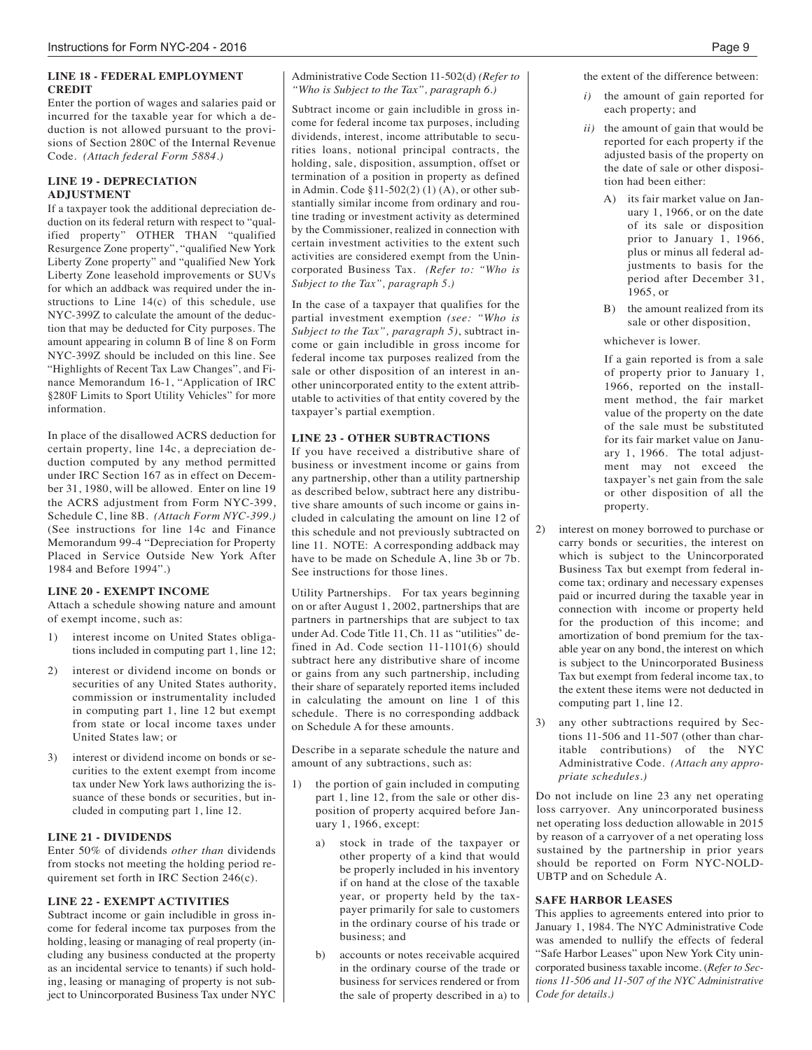### LINE 18 - FEDERAL EMPLOYMENT CREDIT

Enter the portion of wages and salaries paid or incurred for the taxable year for which a deduction is not allowed pursuant to the provisions of Section 280C of the Internal Revenue Code. *(Attach federal Form 5884.)*

### LINE 19 - DEPRECIATION ADJUSTMENT

If a taxpayer took the additional depreciation deduction on its federal return with respect to "qualified property" OTHER THAN "qualified Resurgence Zone property", "qualified New York Liberty Zone property" and "qualified New York Liberty Zone leasehold improvements or SUVs for which an addback was required under the instructions to Line 14(c) of this schedule, use NYC-399Z to calculate the amount of the deduction that may be deducted for City purposes. The amount appearing in column B of line 8 on Form NYC-399Z should be included on this line. See "Highlights of Recent Tax Law Changes", and Finance Memorandum 16-1, "Application of IRC §280F Limits to Sport Utility Vehicles" for more information.

In place of the disallowed ACRS deduction for certain property, line 14c, a depreciation deduction computed by any method permitted under IRC Section 167 as in effect on December 31, 1980, will be allowed. Enter on line 19 the ACRS adjustment from Form NYC-399, Schedule C, line 8B. *(Attach Form NYC-399.)* (See instructions for line 14c and Finance Memorandum 99-4 "Depreciation for Property Placed in Service Outside New York After 1984 and Before 1994".)

### LINE 20 - EXEMPT INCOME

Attach a schedule showing nature and amount of exempt income, such as:

1) interest income on United States obligations included in computing part 1, line 12;
2) interest or dividend income on bonds or securities of any United States authority, commission or instrumentality included in computing part 1, line 12 but exempt from state or local income taxes under United States law; or
3) interest or dividend income on bonds or securities to the extent exempt from income tax under New York laws authorizing the issuance of these bonds or securities, but included in computing part 1, line 12.

### LINE 21 - DIVIDENDS

Enter 50% of dividends *other than* dividends from stocks not meeting the holding period requirement set forth in IRC Section 246(c).

### LINE 22 - EXEMPT ACTIVITIES

Subtract income or gain includible in gross income for federal income tax purposes from the holding, leasing or managing of real property (including any business conducted at the property as an incidental service to tenants) if such holding, leasing or managing of property is not subject to Unincorporated Business Tax under NYC Administrative Code Section 11-502(d) *(Refer to "Who is Subject to the Tax", paragraph 6.)*

Subtract income or gain includible in gross income for federal income tax purposes, including dividends, interest, income attributable to securities loans, notional principal contracts, the holding, sale, disposition, assumption, offset or termination of a position in property as defined in Admin. Code §11-502(2) (1) (A), or other substantially similar income from ordinary and routine trading or investment activity as determined by the Commissioner, realized in connection with certain investment activities to the extent such activities are considered exempt from the Unincorporated Business Tax. *(Refer to: "Who is Subject to the Tax", paragraph 5.)*

In the case of a taxpayer that qualifies for the partial investment exemption *(see: "Who is Subject to the Tax", paragraph 5)*, subtract income or gain includible in gross income for federal income tax purposes realized from the sale or other disposition of an interest in another unincorporated entity to the extent attributable to activities of that entity covered by the taxpayer's partial exemption.

### LINE 23 - OTHER SUBTRACTIONS

If you have received a distributive share of business or investment income or gains from any partnership, other than a utility partnership as described below, subtract here any distributive share amounts of such income or gains included in calculating the amount on line 12 of this schedule and not previously subtracted on line 11. NOTE: A corresponding addback may have to be made on Schedule A, line 3b or 7b. See instructions for those lines.

Utility Partnerships. For tax years beginning on or after August 1, 2002, partnerships that are partners in partnerships that are subject to tax under Ad. Code Title 11, Ch. 11 as "utilities" defined in Ad. Code section 11-1101(6) should subtract here any distributive share of income or gains from any such partnership, including their share of separately reported items included in calculating the amount on line 1 of this schedule. There is no corresponding addback on Schedule A for these amounts.

Describe in a separate schedule the nature and amount of any subtractions, such as:

1) the portion of gain included in computing part 1, line 12, from the sale or other disposition of property acquired before January 1, 1966, except:
   a) stock in trade of the taxpayer or other property of a kind that would be properly included in his inventory if on hand at the close of the taxable year, or property held by the taxpayer primarily for sale to customers in the ordinary course of his trade or business; and
   b) accounts or notes receivable acquired in the ordinary course of the trade or business for services rendered or from the sale of property described in a) to the extent of the difference between:
      *i)* the amount of gain reported for each property; and
      *ii)* the amount of gain that would be reported for each property if the adjusted basis of the property on the date of sale or other disposition had been either:
         A) its fair market value on January 1, 1966, or on the date of its sale or disposition prior to January 1, 1966, plus or minus all federal adjustments to basis for the period after December 31, 1965, or
         B) the amount realized from its sale or other disposition,

      whichever is lower.

      If a gain reported is from a sale of property prior to January 1, 1966, reported on the installment method, the fair market value of the property on the date of the sale must be substituted for its fair market value on January 1, 1966. The total adjustment may not exceed the taxpayer's net gain from the sale or other disposition of all the property.
2) interest on money borrowed to purchase or carry bonds or securities, the interest on which is subject to the Unincorporated Business Tax but exempt from federal income tax; ordinary and necessary expenses paid or incurred during the taxable year in connection with income or property held for the production of this income; and amortization of bond premium for the taxable year on any bond, the interest on which is subject to the Unincorporated Business Tax but exempt from federal income tax, to the extent these items were not deducted in computing part 1, line 12.
3) any other subtractions required by Sections 11-506 and 11-507 (other than charitable contributions) of the NYC Administrative Code. *(Attach any appropriate schedules.)*

Do not include on line 23 any net operating loss carryover. Any unincorporated business net operating loss deduction allowable in 2015 by reason of a carryover of a net operating loss sustained by the partnership in prior years should be reported on Form NYC-NOLD-UBTP and on Schedule A.

### SAFE HARBOR LEASES

This applies to agreements entered into prior to January 1, 1984. The NYC Administrative Code was amended to nullify the effects of federal "Safe Harbor Leases" upon New York City unincorporated business taxable income. (*Refer to Sections 11-506 and 11-507 of the NYC Administrative Code for details.)*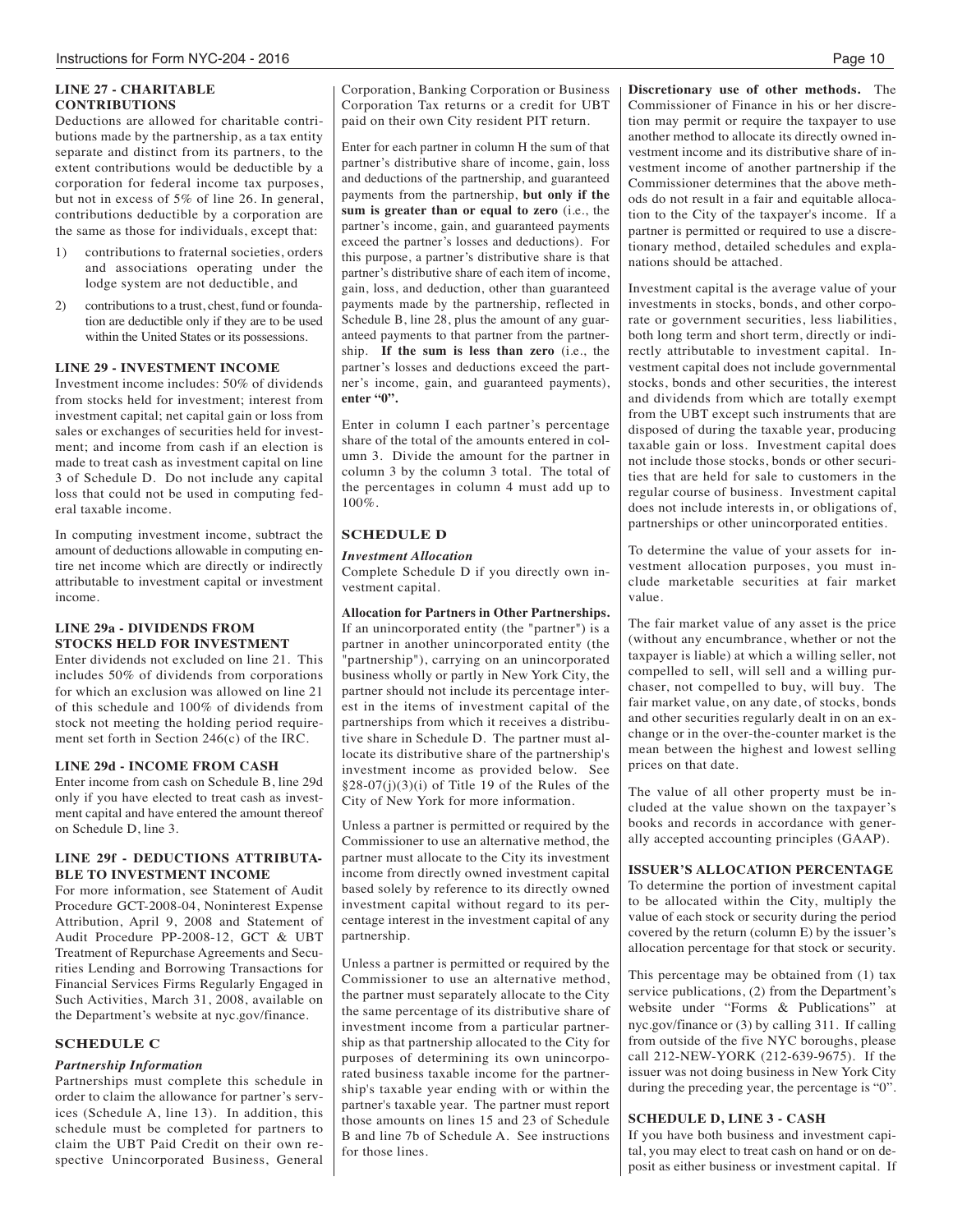### LINE 27 - CHARITABLE CONTRIBUTIONS

Deductions are allowed for charitable contributions made by the partnership, as a tax entity separate and distinct from its partners, to the extent contributions would be deductible by a corporation for federal income tax purposes, but not in excess of 5% of line 26. In general, contributions deductible by a corporation are the same as those for individuals, except that:

1) contributions to fraternal societies, orders and associations operating under the lodge system are not deductible, and
2) contributions to a trust, chest, fund or foundation are deductible only if they are to be used within the United States or its possessions.

### LINE 29 - INVESTMENT INCOME

Investment income includes: 50% of dividends from stocks held for investment; interest from investment capital; net capital gain or loss from sales or exchanges of securities held for investment; and income from cash if an election is made to treat cash as investment capital on line 3 of Schedule D. Do not include any capital loss that could not be used in computing federal taxable income.

In computing investment income, subtract the amount of deductions allowable in computing entire net income which are directly or indirectly attributable to investment capital or investment income.

### LINE 29a - DIVIDENDS FROM STOCKS HELD FOR INVESTMENT

Enter dividends not excluded on line 21. This includes 50% of dividends from corporations for which an exclusion was allowed on line 21 of this schedule and 100% of dividends from stock not meeting the holding period requirement set forth in Section 246(c) of the IRC.

### LINE 29d - INCOME FROM CASH

Enter income from cash on Schedule B, line 29d only if you have elected to treat cash as investment capital and have entered the amount thereof on Schedule D, line 3.

### LINE 29f - DEDUCTIONS ATTRIBUTABLE TO INVESTMENT INCOME

For more information, see Statement of Audit Procedure GCT-2008-04, Noninterest Expense Attribution, April 9, 2008 and Statement of Audit Procedure PP-2008-12, GCT & UBT Treatment of Repurchase Agreements and Securities Lending and Borrowing Transactions for Financial Services Firms Regularly Engaged in Such Activities, March 31, 2008, available on the Department's website at nyc.gov/finance.

## SCHEDULE C

*Partnership Information*

Partnerships must complete this schedule in order to claim the allowance for partner's services (Schedule A, line 13). In addition, this schedule must be completed for partners to claim the UBT Paid Credit on their own respective Unincorporated Business, General Corporation, Banking Corporation or Business Corporation Tax returns or a credit for UBT paid on their own City resident PIT return.

Enter for each partner in column H the sum of that partner's distributive share of income, gain, loss and deductions of the partnership, and guaranteed payments from the partnership, **but only if the sum is greater than or equal to zero** (i.e., the partner's income, gain, and guaranteed payments exceed the partner's losses and deductions). For this purpose, a partner's distributive share is that partner's distributive share of each item of income, gain, loss, and deduction, other than guaranteed payments made by the partnership, reflected in Schedule B, line 28, plus the amount of any guaranteed payments to that partner from the partnership. **If the sum is less than zero** (i.e., the partner's losses and deductions exceed the partner's income, gain, and guaranteed payments), **enter "0".**

Enter in column I each partner's percentage share of the total of the amounts entered in column 3. Divide the amount for the partner in column 3 by the column 3 total. The total of the percentages in column 4 must add up to 100%.

## SCHEDULE D

*Investment Allocation*

Complete Schedule D if you directly own investment capital.

**Allocation for Partners in Other Partnerships.** If an unincorporated entity (the "partner") is a partner in another unincorporated entity (the "partnership"), carrying on an unincorporated business wholly or partly in New York City, the partner should not include its percentage interest in the items of investment capital of the partnerships from which it receives a distributive share in Schedule D. The partner must allocate its distributive share of the partnership's investment income as provided below. See §28-07(j)(3)(i) of Title 19 of the Rules of the City of New York for more information.

Unless a partner is permitted or required by the Commissioner to use an alternative method, the partner must allocate to the City its investment income from directly owned investment capital based solely by reference to its directly owned investment capital without regard to its percentage interest in the investment capital of any partnership.

Unless a partner is permitted or required by the Commissioner to use an alternative method, the partner must separately allocate to the City the same percentage of its distributive share of investment income from a particular partnership as that partnership allocated to the City for purposes of determining its own unincorporated business taxable income for the partnership's taxable year ending with or within the partner's taxable year. The partner must report those amounts on lines 15 and 23 of Schedule B and line 7b of Schedule A. See instructions for those lines.

**Discretionary use of other methods.** The Commissioner of Finance in his or her discretion may permit or require the taxpayer to use another method to allocate its directly owned investment income and its distributive share of investment income of another partnership if the Commissioner determines that the above methods do not result in a fair and equitable allocation to the City of the taxpayer's income. If a partner is permitted or required to use a discretionary method, detailed schedules and explanations should be attached.

Investment capital is the average value of your investments in stocks, bonds, and other corporate or government securities, less liabilities, both long term and short term, directly or indirectly attributable to investment capital. Investment capital does not include governmental stocks, bonds and other securities, the interest and dividends from which are totally exempt from the UBT except such instruments that are disposed of during the taxable year, producing taxable gain or loss. Investment capital does not include those stocks, bonds or other securities that are held for sale to customers in the regular course of business. Investment capital does not include interests in, or obligations of, partnerships or other unincorporated entities.

To determine the value of your assets for investment allocation purposes, you must include marketable securities at fair market value.

The fair market value of any asset is the price (without any encumbrance, whether or not the taxpayer is liable) at which a willing seller, not compelled to sell, will sell and a willing purchaser, not compelled to buy, will buy. The fair market value, on any date, of stocks, bonds and other securities regularly dealt in on an exchange or in the over-the-counter market is the mean between the highest and lowest selling prices on that date.

The value of all other property must be included at the value shown on the taxpayer's books and records in accordance with generally accepted accounting principles (GAAP).

### ISSUER'S ALLOCATION PERCENTAGE

To determine the portion of investment capital to be allocated within the City, multiply the value of each stock or security during the period covered by the return (column E) by the issuer's allocation percentage for that stock or security.

This percentage may be obtained from (1) tax service publications, (2) from the Department's website under "Forms & Publications" at nyc.gov/finance or (3) by calling 311. If calling from outside of the five NYC boroughs, please call 212-NEW-YORK (212-639-9675). If the issuer was not doing business in New York City during the preceding year, the percentage is "0".

### SCHEDULE D, LINE 3 - CASH

If you have both business and investment capital, you may elect to treat cash on hand or on deposit as either business or investment capital. If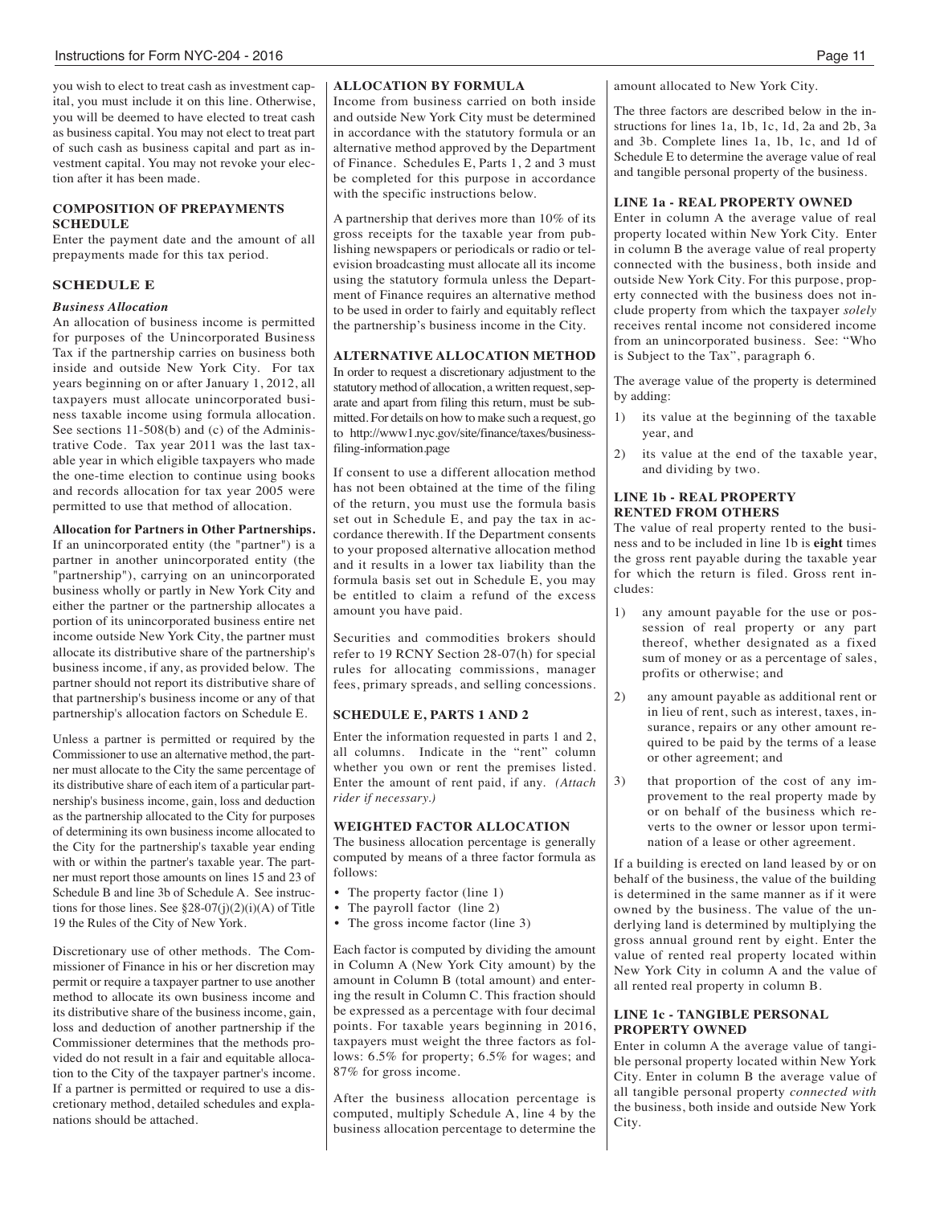you wish to elect to treat cash as investment capital, you must include it on this line. Otherwise, you will be deemed to have elected to treat cash as business capital. You may not elect to treat part of such cash as business capital and part as investment capital. You may not revoke your election after it has been made.

### COMPOSITION OF PREPAYMENTS SCHEDULE

Enter the payment date and the amount of all prepayments made for this tax period.

## SCHEDULE E

***Business Allocation***

An allocation of business income is permitted for purposes of the Unincorporated Business Tax if the partnership carries on business both inside and outside New York City. For tax years beginning on or after January 1, 2012, all taxpayers must allocate unincorporated business taxable income using formula allocation. See sections 11-508(b) and (c) of the Administrative Code. Tax year 2011 was the last taxable year in which eligible taxpayers who made the one-time election to continue using books and records allocation for tax year 2005 were permitted to use that method of allocation.

**Allocation for Partners in Other Partnerships.** If an unincorporated entity (the "partner") is a partner in another unincorporated entity (the "partnership"), carrying on an unincorporated business wholly or partly in New York City and either the partner or the partnership allocates a portion of its unincorporated business entire net income outside New York City, the partner must allocate its distributive share of the partnership's business income, if any, as provided below. The partner should not report its distributive share of that partnership's business income or any of that partnership's allocation factors on Schedule E.

Unless a partner is permitted or required by the Commissioner to use an alternative method, the partner must allocate to the City the same percentage of its distributive share of each item of a particular partnership's business income, gain, loss and deduction as the partnership allocated to the City for purposes of determining its own business income allocated to the City for the partnership's taxable year ending with or within the partner's taxable year. The partner must report those amounts on lines 15 and 23 of Schedule B and line 3b of Schedule A. See instructions for those lines. See §28-07(j)(2)(i)(A) of Title 19 the Rules of the City of New York.

Discretionary use of other methods. The Commissioner of Finance in his or her discretion may permit or require a taxpayer partner to use another method to allocate its own business income and its distributive share of the business income, gain, loss and deduction of another partnership if the Commissioner determines that the methods provided do not result in a fair and equitable allocation to the City of the taxpayer partner's income. If a partner is permitted or required to use a discretionary method, detailed schedules and explanations should be attached.

### ALLOCATION BY FORMULA

Income from business carried on both inside and outside New York City must be determined in accordance with the statutory formula or an alternative method approved by the Department of Finance. Schedules E, Parts 1, 2 and 3 must be completed for this purpose in accordance with the specific instructions below.

A partnership that derives more than 10% of its gross receipts for the taxable year from publishing newspapers or periodicals or radio or television broadcasting must allocate all its income using the statutory formula unless the Department of Finance requires an alternative method to be used in order to fairly and equitably reflect the partnership's business income in the City.

### ALTERNATIVE ALLOCATION METHOD

In order to request a discretionary adjustment to the statutory method of allocation, a written request, separate and apart from filing this return, must be submitted. For details on how to make such a request, go to http://www1.nyc.gov/site/finance/taxes/business-filing-information.page

If consent to use a different allocation method has not been obtained at the time of the filing of the return, you must use the formula basis set out in Schedule E, and pay the tax in accordance therewith. If the Department consents to your proposed alternative allocation method and it results in a lower tax liability than the formula basis set out in Schedule E, you may be entitled to claim a refund of the excess amount you have paid.

Securities and commodities brokers should refer to 19 RCNY Section 28-07(h) for special rules for allocating commissions, manager fees, primary spreads, and selling concessions.

### SCHEDULE E, PARTS 1 AND 2

Enter the information requested in parts 1 and 2, all columns. Indicate in the "rent" column whether you own or rent the premises listed. Enter the amount of rent paid, if any. *(Attach rider if necessary.)*

### WEIGHTED FACTOR ALLOCATION

The business allocation percentage is generally computed by means of a three factor formula as follows:

- The property factor (line 1)
- The payroll factor (line 2)
- The gross income factor (line 3)

Each factor is computed by dividing the amount in Column A (New York City amount) by the amount in Column B (total amount) and entering the result in Column C. This fraction should be expressed as a percentage with four decimal points. For taxable years beginning in 2016, taxpayers must weight the three factors as follows: 6.5% for property; 6.5% for wages; and 87% for gross income.

After the business allocation percentage is computed, multiply Schedule A, line 4 by the business allocation percentage to determine the amount allocated to New York City.

The three factors are described below in the instructions for lines 1a, 1b, 1c, 1d, 2a and 2b, 3a and 3b. Complete lines 1a, 1b, 1c, and 1d of Schedule E to determine the average value of real and tangible personal property of the business.

### LINE 1a - REAL PROPERTY OWNED

Enter in column A the average value of real property located within New York City. Enter in column B the average value of real property connected with the business, both inside and outside New York City. For this purpose, property connected with the business does not include property from which the taxpayer *solely* receives rental income not considered income from an unincorporated business. See: "Who is Subject to the Tax", paragraph 6.

The average value of the property is determined by adding:

1) its value at the beginning of the taxable year, and
2) its value at the end of the taxable year, and dividing by two.

### LINE 1b - REAL PROPERTY RENTED FROM OTHERS

The value of real property rented to the business and to be included in line 1b is **eight** times the gross rent payable during the taxable year for which the return is filed. Gross rent includes:

1) any amount payable for the use or possession of real property or any part thereof, whether designated as a fixed sum of money or as a percentage of sales, profits or otherwise; and
2) any amount payable as additional rent or in lieu of rent, such as interest, taxes, insurance, repairs or any other amount required to be paid by the terms of a lease or other agreement; and
3) that proportion of the cost of any improvement to the real property made by or on behalf of the business which reverts to the owner or lessor upon termination of a lease or other agreement.

If a building is erected on land leased by or on behalf of the business, the value of the building is determined in the same manner as if it were owned by the business. The value of the underlying land is determined by multiplying the gross annual ground rent by eight. Enter the value of rented real property located within New York City in column A and the value of all rented real property in column B.

### LINE 1c - TANGIBLE PERSONAL PROPERTY OWNED

Enter in column A the average value of tangible personal property located within New York City. Enter in column B the average value of all tangible personal property *connected with* the business, both inside and outside New York City.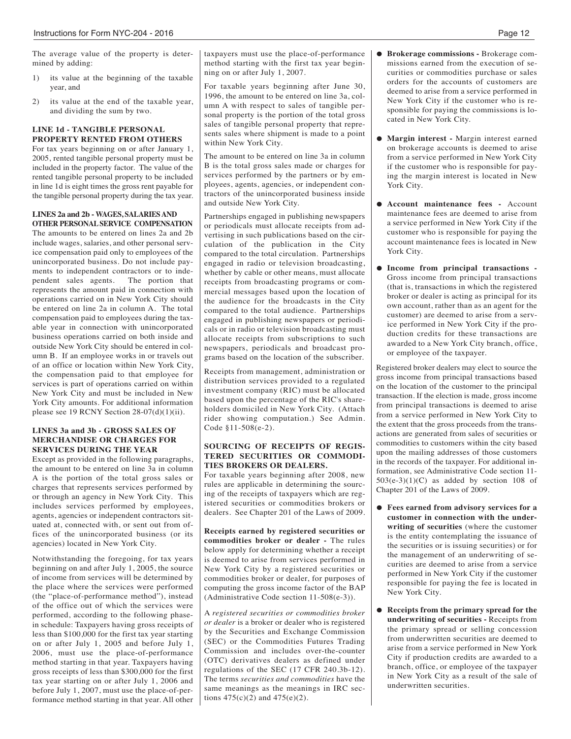The average value of the property is determined by adding:

1) its value at the beginning of the taxable year, and
2) its value at the end of the taxable year, and dividing the sum by two.

### LINE 1d - TANGIBLE PERSONAL PROPERTY RENTED FROM OTHERS

For tax years beginning on or after January 1, 2005, rented tangible personal property must be included in the property factor. The value of the rented tangible personal property to be included in line 1d is eight times the gross rent payable for the tangible personal property during the tax year.

### LINES 2a and 2b - WAGES, SALARIES AND OTHER PERSONAL SERVICE COMPENSATION

The amounts to be entered on lines 2a and 2b include wages, salaries, and other personal service compensation paid only to employees of the unincorporated business. Do not include payments to independent contractors or to independent sales agents. The portion that represents the amount paid in connection with operations carried on in New York City should be entered on line 2a in column A. The total compensation paid to employees during the taxable year in connection with unincorporated business operations carried on both inside and outside New York City should be entered in column B. If an employee works in or travels out of an office or location within New York City, the compensation paid to that employee for services is part of operations carried on within New York City and must be included in New York City amounts. For additional information please see 19 RCNY Section 28-07(d)(1)(ii).

### LINES 3a and 3b - GROSS SALES OF MERCHANDISE OR CHARGES FOR SERVICES DURING THE YEAR

Except as provided in the following paragraphs, the amount to be entered on line 3a in column A is the portion of the total gross sales or charges that represents services performed by or through an agency in New York City. This includes services performed by employees, agents, agencies or independent contractors situated at, connected with, or sent out from offices of the unincorporated business (or its agencies) located in New York City.

Notwithstanding the foregoing, for tax years beginning on and after July 1, 2005, the source of income from services will be determined by the place where the services were performed (the "place-of-performance method"), instead of the office out of which the services were performed, according to the following phase-in schedule: Taxpayers having gross receipts of less than $100,000 for the first tax year starting on or after July 1, 2005 and before July 1, 2006, must use the place-of-performance method starting in that year. Taxpayers having gross receipts of less than $300,000 for the first tax year starting on or after July 1, 2006 and before July 1, 2007, must use the place-of-performance method starting in that year. All other taxpayers must use the place-of-performance method starting with the first tax year beginning on or after July 1, 2007.

For taxable years beginning after June 30, 1996, the amount to be entered on line 3a, column A with respect to sales of tangible personal property is the portion of the total gross sales of tangible personal property that represents sales where shipment is made to a point within New York City.

The amount to be entered on line 3a in column B is the total gross sales made or charges for services performed by the partners or by employees, agents, agencies, or independent contractors of the unincorporated business inside and outside New York City.

Partnerships engaged in publishing newspapers or periodicals must allocate receipts from advertising in such publications based on the circulation of the publication in the City compared to the total circulation. Partnerships engaged in radio or television broadcasting, whether by cable or other means, must allocate receipts from broadcasting programs or commercial messages based upon the location of the audience for the broadcasts in the City compared to the total audience. Partnerships engaged in publishing newspapers or periodicals or in radio or television broadcasting must allocate receipts from subscriptions to such newspapers, periodicals and broadcast programs based on the location of the subscriber.

Receipts from management, administration or distribution services provided to a regulated investment company (RIC) must be allocated based upon the percentage of the RIC's shareholders domiciled in New York City. (Attach rider showing computation.) See Admin. Code §11-508(e-2).

### SOURCING OF RECEIPTS OF REGISTERED SECURITIES OR COMMODITIES BROKERS OR DEALERS.

For taxable years beginning after 2008, new rules are applicable in determining the sourcing of the receipts of taxpayers which are registered securities or commodities brokers or dealers. See Chapter 201 of the Laws of 2009.

**Receipts earned by registered securities or commodities broker or dealer -** The rules below apply for determining whether a receipt is deemed to arise from services performed in New York City by a registered securities or commodities broker or dealer, for purposes of computing the gross income factor of the BAP (Administrative Code section 11-508(e-3)).

A *registered securities or commodities broker or dealer* is a broker or dealer who is registered by the Securities and Exchange Commission (SEC) or the Commodities Futures Trading Commission and includes over-the-counter (OTC) derivatives dealers as defined under regulations of the SEC (17 CFR 240.3b-12). The terms *securities and commodities* have the same meanings as the meanings in IRC sections 475(c)(2) and 475(e)(2).

- **Brokerage commissions -** Brokerage commissions earned from the execution of securities or commodities purchase or sales orders for the accounts of customers are deemed to arise from a service performed in New York City if the customer who is responsible for paying the commissions is located in New York City.
- **Margin interest -** Margin interest earned on brokerage accounts is deemed to arise from a service performed in New York City if the customer who is responsible for paying the margin interest is located in New York City.
- **Account maintenance fees -** Account maintenance fees are deemed to arise from a service performed in New York City if the customer who is responsible for paying the account maintenance fees is located in New York City.
- **Income from principal transactions -** Gross income from principal transactions (that is, transactions in which the registered broker or dealer is acting as principal for its own account, rather than as an agent for the customer) are deemed to arise from a service performed in New York City if the production credits for these transactions are awarded to a New York City branch, office, or employee of the taxpayer.

Registered broker dealers may elect to source the gross income from principal transactions based on the location of the customer to the principal transaction. If the election is made, gross income from principal transactions is deemed to arise from a service performed in New York City to the extent that the gross proceeds from the transactions are generated from sales of securities or commodities to customers within the city based upon the mailing addresses of those customers in the records of the taxpayer. For additional information, see Administrative Code section 11-503(e-3)(1)(C) as added by section 108 of Chapter 201 of the Laws of 2009.

- **Fees earned from advisory services for a customer in connection with the underwriting of securities** (where the customer is the entity contemplating the issuance of the securities or is issuing securities) or for the management of an underwriting of securities are deemed to arise from a service performed in New York City if the customer responsible for paying the fee is located in New York City.
- **Receipts from the primary spread for the underwriting of securities -** Receipts from the primary spread or selling concession from underwritten securities are deemed to arise from a service performed in New York City if production credits are awarded to a branch, office, or employee of the taxpayer in New York City as a result of the sale of underwritten securities.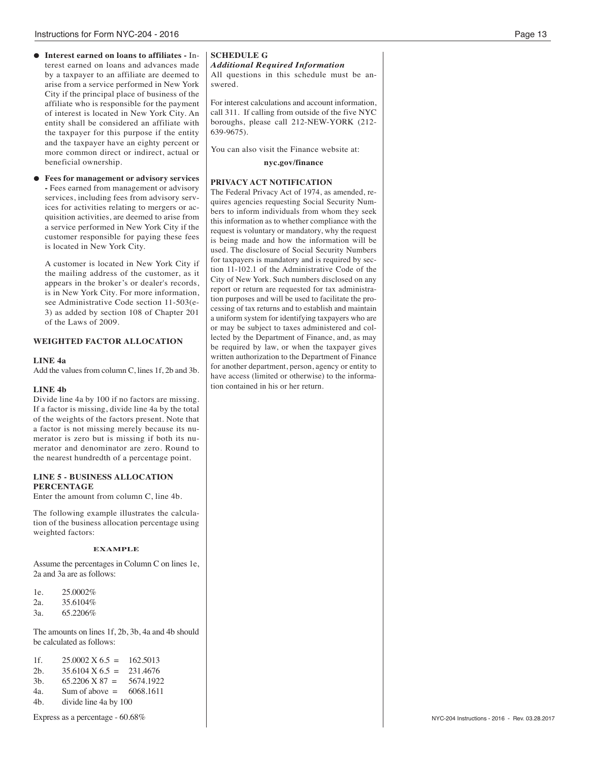- **Interest earned on loans to affiliates -** Interest earned on loans and advances made by a taxpayer to an affiliate are deemed to arise from a service performed in New York City if the principal place of business of the affiliate who is responsible for the payment of interest is located in New York City. An entity shall be considered an affiliate with the taxpayer for this purpose if the entity and the taxpayer have an eighty percent or more common direct or indirect, actual or beneficial ownership.

- **Fees for management or advisory services -** Fees earned from management or advisory services, including fees from advisory services for activities relating to mergers or acquisition activities, are deemed to arise from a service performed in New York City if the customer responsible for paying these fees is located in New York City.

  A customer is located in New York City if the mailing address of the customer, as it appears in the broker's or dealer's records, is in New York City. For more information, see Administrative Code section 11-503(e-3) as added by section 108 of Chapter 201 of the Laws of 2009.

### WEIGHTED FACTOR ALLOCATION

**LINE 4a**

Add the values from column C, lines 1f, 2b and 3b.

**LINE 4b**

Divide line 4a by 100 if no factors are missing. If a factor is missing, divide line 4a by the total of the weights of the factors present. Note that a factor is not missing merely because its numerator is zero but is missing if both its numerator and denominator are zero. Round to the nearest hundredth of a percentage point.

**LINE 5 - BUSINESS ALLOCATION PERCENTAGE**

Enter the amount from column C, line 4b.

The following example illustrates the calculation of the business allocation percentage using weighted factors:

**EXAMPLE**

Assume the percentages in Column C on lines 1e, 2a and 3a are as follows:

| | |
|---|---|
| 1e. | 25.0002% |
| 2a. | 35.6104% |
| 3a. | 65.2206% |

The amounts on lines 1f, 2b, 3b, 4a and 4b should be calculated as follows:

| | | |
|---|---|---|
| 1f. | 25.0002 X 6.5 = | 162.5013 |
| 2b. | 35.6104 X 6.5 = | 231.4676 |
| 3b. | 65.2206 X 87 = | 5674.1922 |
| 4a. | Sum of above = | 6068.1611 |
| 4b. | divide line 4a by 100 | |

Express as a percentage - 60.68%

### SCHEDULE G

***Additional Required Information***

All questions in this schedule must be answered.

For interest calculations and account information, call 311. If calling from outside of the five NYC boroughs, please call 212-NEW-YORK (212-639-9675).

You can also visit the Finance website at:

**nyc.gov/finance**

### PRIVACY ACT NOTIFICATION

The Federal Privacy Act of 1974, as amended, requires agencies requesting Social Security Numbers to inform individuals from whom they seek this information as to whether compliance with the request is voluntary or mandatory, why the request is being made and how the information will be used. The disclosure of Social Security Numbers for taxpayers is mandatory and is required by section 11-102.1 of the Administrative Code of the City of New York. Such numbers disclosed on any report or return are requested for tax administration purposes and will be used to facilitate the processing of tax returns and to establish and maintain a uniform system for identifying taxpayers who are or may be subject to taxes administered and collected by the Department of Finance, and, as may be required by law, or when the taxpayer gives written authorization to the Department of Finance for another department, person, agency or entity to have access (limited or otherwise) to the information contained in his or her return.